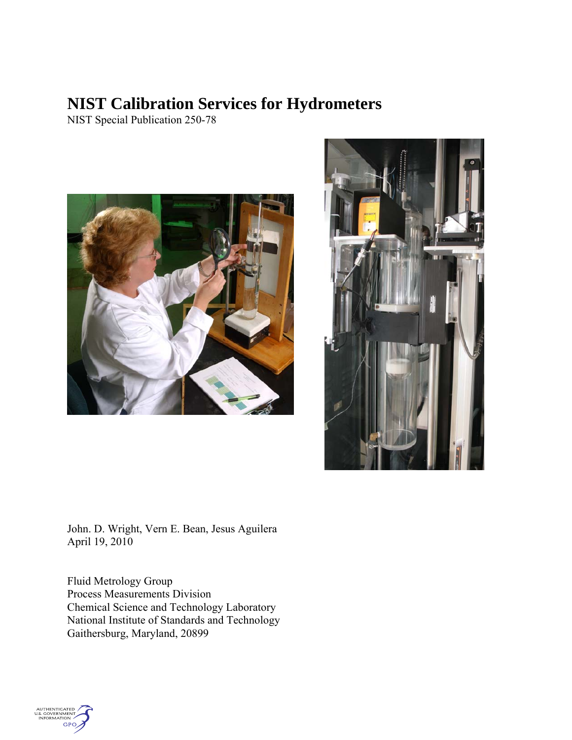# NIST Calibration Services for Hydrometers

NIST Special Publication 250-78

John. D. Wright, Vern E. Bean, Jesus Aguilera
April 19, 2010

Fluid Metrology Group
Process Measurements Division
Chemical Science and Technology Laboratory
National Institute of Standards and Technology
Gaithersburg, Maryland, 20899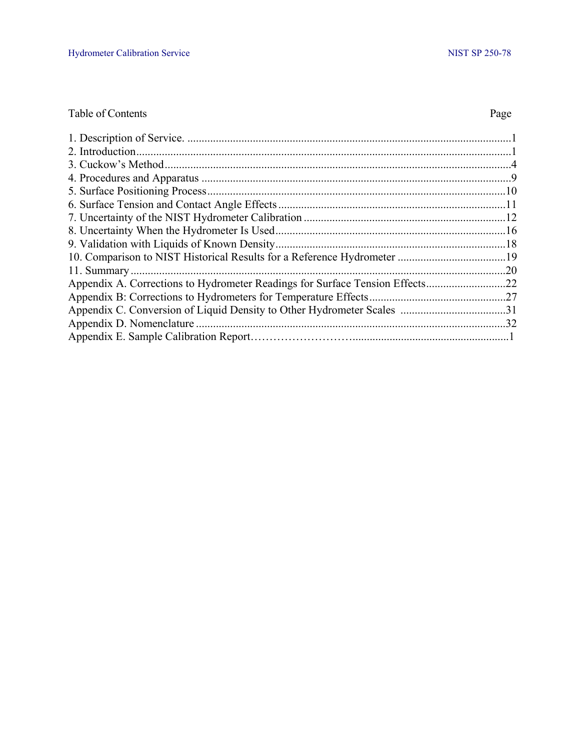Table of Contents

| | Page |
|---|---|
| 1. Description of Service. | 1 |
| 2. Introduction | 1 |
| 3. Cuckow's Method | 4 |
| 4. Procedures and Apparatus | 9 |
| 5. Surface Positioning Process | 10 |
| 6. Surface Tension and Contact Angle Effects | 11 |
| 7. Uncertainty of the NIST Hydrometer Calibration | 12 |
| 8. Uncertainty When the Hydrometer Is Used | 16 |
| 9. Validation with Liquids of Known Density | 18 |
| 10. Comparison to NIST Historical Results for a Reference Hydrometer | 19 |
| 11. Summary | 20 |
| Appendix A. Corrections to Hydrometer Readings for Surface Tension Effects | 22 |
| Appendix B: Corrections to Hydrometers for Temperature Effects | 27 |
| Appendix C. Conversion of Liquid Density to Other Hydrometer Scales | 31 |
| Appendix D. Nomenclature | 32 |
| Appendix E. Sample Calibration Report | 1 |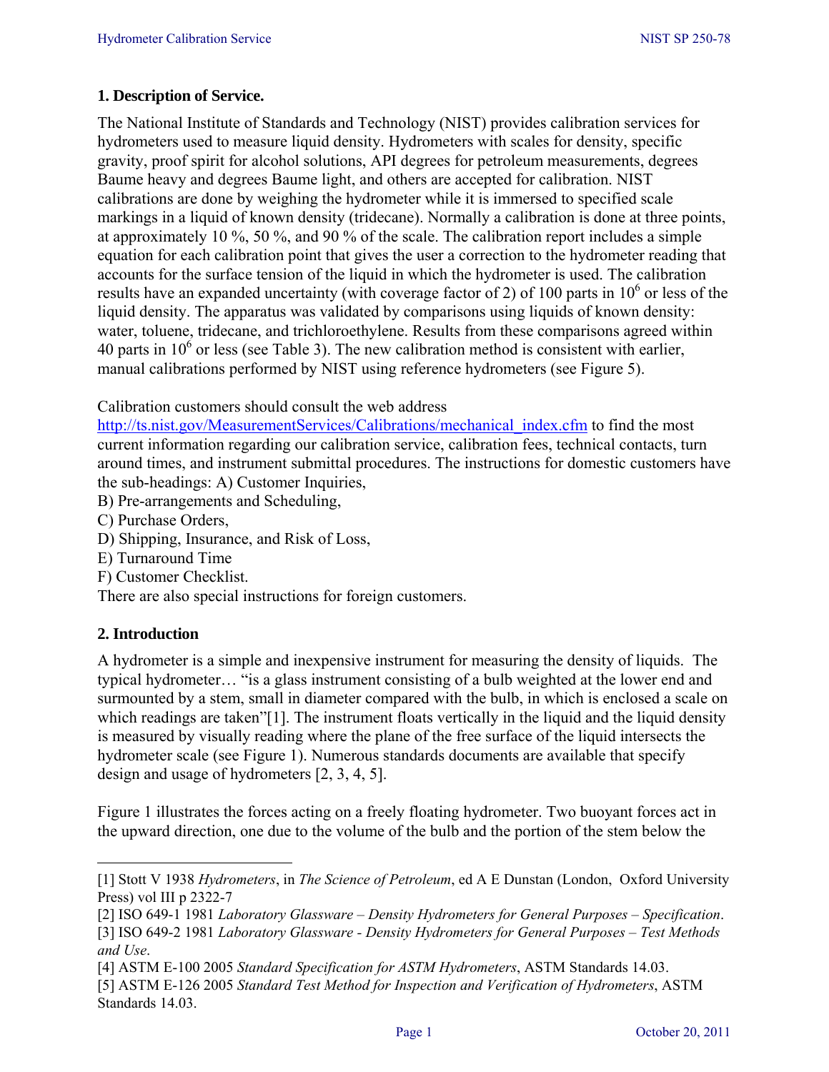## 1. Description of Service.

The National Institute of Standards and Technology (NIST) provides calibration services for hydrometers used to measure liquid density. Hydrometers with scales for density, specific gravity, proof spirit for alcohol solutions, API degrees for petroleum measurements, degrees Baume heavy and degrees Baume light, and others are accepted for calibration. NIST calibrations are done by weighing the hydrometer while it is immersed to specified scale markings in a liquid of known density (tridecane). Normally a calibration is done at three points, at approximately 10 %, 50 %, and 90 % of the scale. The calibration report includes a simple equation for each calibration point that gives the user a correction to the hydrometer reading that accounts for the surface tension of the liquid in which the hydrometer is used. The calibration results have an expanded uncertainty (with coverage factor of 2) of 100 parts in $10^6$ or less of the liquid density. The apparatus was validated by comparisons using liquids of known density: water, toluene, tridecane, and trichloroethylene. Results from these comparisons agreed within 40 parts in $10^6$ or less (see Table 3). The new calibration method is consistent with earlier, manual calibrations performed by NIST using reference hydrometers (see Figure 5).

Calibration customers should consult the web address http://ts.nist.gov/MeasurementServices/Calibrations/mechanical_index.cfm to find the most current information regarding our calibration service, calibration fees, technical contacts, turn around times, and instrument submittal procedures. The instructions for domestic customers have the sub-headings: A) Customer Inquiries,
B) Pre-arrangements and Scheduling,
C) Purchase Orders,
D) Shipping, Insurance, and Risk of Loss,
E) Turnaround Time
F) Customer Checklist.
There are also special instructions for foreign customers.

## 2. Introduction

A hydrometer is a simple and inexpensive instrument for measuring the density of liquids. The typical hydrometer… "is a glass instrument consisting of a bulb weighted at the lower end and surmounted by a stem, small in diameter compared with the bulb, in which is enclosed a scale on which readings are taken"[1]. The instrument floats vertically in the liquid and the liquid density is measured by visually reading where the plane of the free surface of the liquid intersects the hydrometer scale (see Figure 1). Numerous standards documents are available that specify design and usage of hydrometers [2, 3, 4, 5].

Figure 1 illustrates the forces acting on a freely floating hydrometer. Two buoyant forces act in the upward direction, one due to the volume of the bulb and the portion of the stem below the

---

[1] Stott V 1938 *Hydrometers*, in *The Science of Petroleum*, ed A E Dunstan (London, Oxford University Press) vol III p 2322-7

[2] ISO 649-1 1981 *Laboratory Glassware – Density Hydrometers for General Purposes – Specification*.

[3] ISO 649-2 1981 *Laboratory Glassware - Density Hydrometers for General Purposes – Test Methods and Use*.

[4] ASTM E-100 2005 *Standard Specification for ASTM Hydrometers*, ASTM Standards 14.03.

[5] ASTM E-126 2005 *Standard Test Method for Inspection and Verification of Hydrometers*, ASTM Standards 14.03.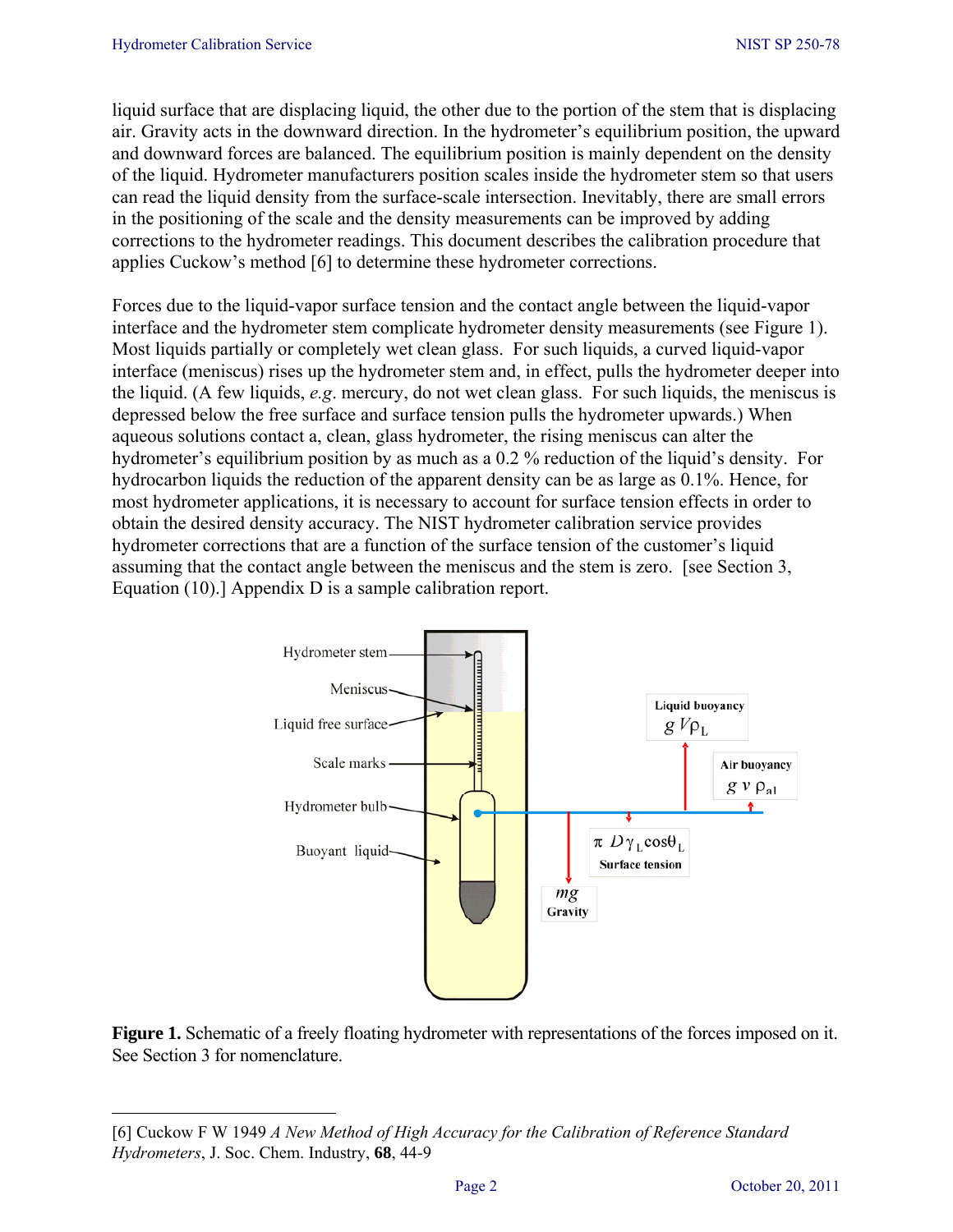liquid surface that are displacing liquid, the other due to the portion of the stem that is displacing air. Gravity acts in the downward direction. In the hydrometer's equilibrium position, the upward and downward forces are balanced. The equilibrium position is mainly dependent on the density of the liquid. Hydrometer manufacturers position scales inside the hydrometer stem so that users can read the liquid density from the surface-scale intersection. Inevitably, there are small errors in the positioning of the scale and the density measurements can be improved by adding corrections to the hydrometer readings. This document describes the calibration procedure that applies Cuckow's method [6] to determine these hydrometer corrections.

Forces due to the liquid-vapor surface tension and the contact angle between the liquid-vapor interface and the hydrometer stem complicate hydrometer density measurements (see Figure 1). Most liquids partially or completely wet clean glass. For such liquids, a curved liquid-vapor interface (meniscus) rises up the hydrometer stem and, in effect, pulls the hydrometer deeper into the liquid. (A few liquids, *e.g.* mercury, do not wet clean glass. For such liquids, the meniscus is depressed below the free surface and surface tension pulls the hydrometer upwards.) When aqueous solutions contact a, clean, glass hydrometer, the rising meniscus can alter the hydrometer's equilibrium position by as much as a 0.2 % reduction of the liquid's density. For hydrocarbon liquids the reduction of the apparent density can be as large as 0.1%. Hence, for most hydrometer applications, it is necessary to account for surface tension effects in order to obtain the desired density accuracy. The NIST hydrometer calibration service provides hydrometer corrections that are a function of the surface tension of the customer's liquid assuming that the contact angle between the meniscus and the stem is zero. [see Section 3, Equation (10).] Appendix D is a sample calibration report.

**Figure 1.** Schematic of a freely floating hydrometer with representations of the forces imposed on it. See Section 3 for nomenclature.

---

[6] Cuckow F W 1949 *A New Method of High Accuracy for the Calibration of Reference Standard Hydrometers*, J. Soc. Chem. Industry, **68**, 44-9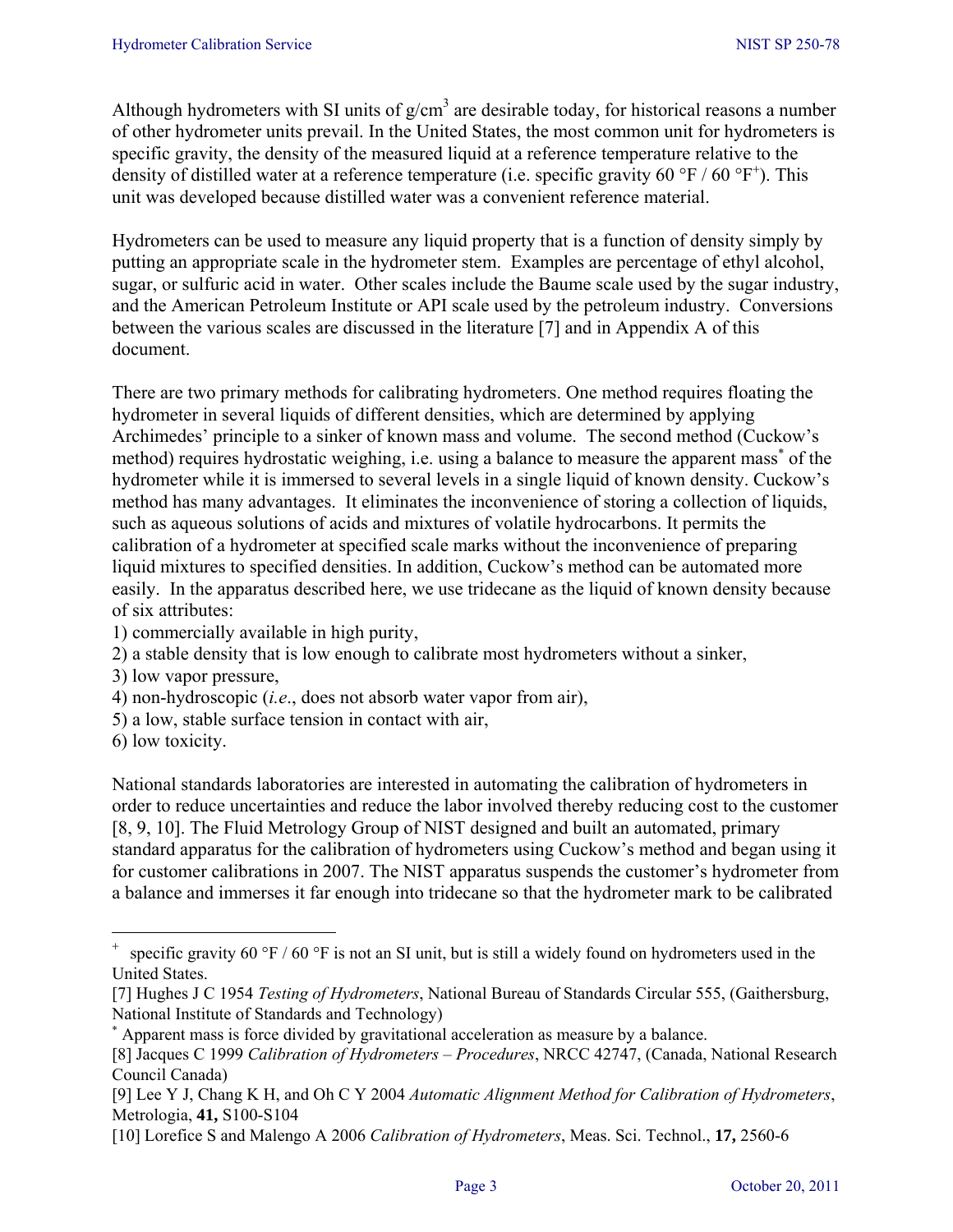Although hydrometers with SI units of g/cm$^3$ are desirable today, for historical reasons a number of other hydrometer units prevail. In the United States, the most common unit for hydrometers is specific gravity, the density of the measured liquid at a reference temperature relative to the density of distilled water at a reference temperature (i.e. specific gravity 60 °F / 60 °F[+]). This unit was developed because distilled water was a convenient reference material.

Hydrometers can be used to measure any liquid property that is a function of density simply by putting an appropriate scale in the hydrometer stem. Examples are percentage of ethyl alcohol, sugar, or sulfuric acid in water. Other scales include the Baume scale used by the sugar industry, and the American Petroleum Institute or API scale used by the petroleum industry. Conversions between the various scales are discussed in the literature [7] and in Appendix A of this document.

There are two primary methods for calibrating hydrometers. One method requires floating the hydrometer in several liquids of different densities, which are determined by applying Archimedes' principle to a sinker of known mass and volume. The second method (Cuckow's method) requires hydrostatic weighing, i.e. using a balance to measure the apparent mass[*] of the hydrometer while it is immersed to several levels in a single liquid of known density. Cuckow's method has many advantages. It eliminates the inconvenience of storing a collection of liquids, such as aqueous solutions of acids and mixtures of volatile hydrocarbons. It permits the calibration of a hydrometer at specified scale marks without the inconvenience of preparing liquid mixtures to specified densities. In addition, Cuckow's method can be automated more easily. In the apparatus described here, we use tridecane as the liquid of known density because of six attributes:

1) commercially available in high purity,
2) a stable density that is low enough to calibrate most hydrometers without a sinker,
3) low vapor pressure,
4) non-hydroscopic (*i.e*., does not absorb water vapor from air),
5) a low, stable surface tension in contact with air,
6) low toxicity.

National standards laboratories are interested in automating the calibration of hydrometers in order to reduce uncertainties and reduce the labor involved thereby reducing cost to the customer [8, 9, 10]. The Fluid Metrology Group of NIST designed and built an automated, primary standard apparatus for the calibration of hydrometers using Cuckow's method and began using it for customer calibrations in 2007. The NIST apparatus suspends the customer's hydrometer from a balance and immerses it far enough into tridecane so that the hydrometer mark to be calibrated

---

[+] specific gravity 60 °F / 60 °F is not an SI unit, but is still a widely found on hydrometers used in the United States.

[7] Hughes J C 1954 *Testing of Hydrometers*, National Bureau of Standards Circular 555, (Gaithersburg, National Institute of Standards and Technology)

[*] Apparent mass is force divided by gravitational acceleration as measure by a balance.

[8] Jacques C 1999 *Calibration of Hydrometers – Procedures*, NRCC 42747, (Canada, National Research Council Canada)

[9] Lee Y J, Chang K H, and Oh C Y 2004 *Automatic Alignment Method for Calibration of Hydrometers*, Metrologia, **41,** S100-S104

[10] Lorefice S and Malengo A 2006 *Calibration of Hydrometers*, Meas. Sci. Technol., **17,** 2560-6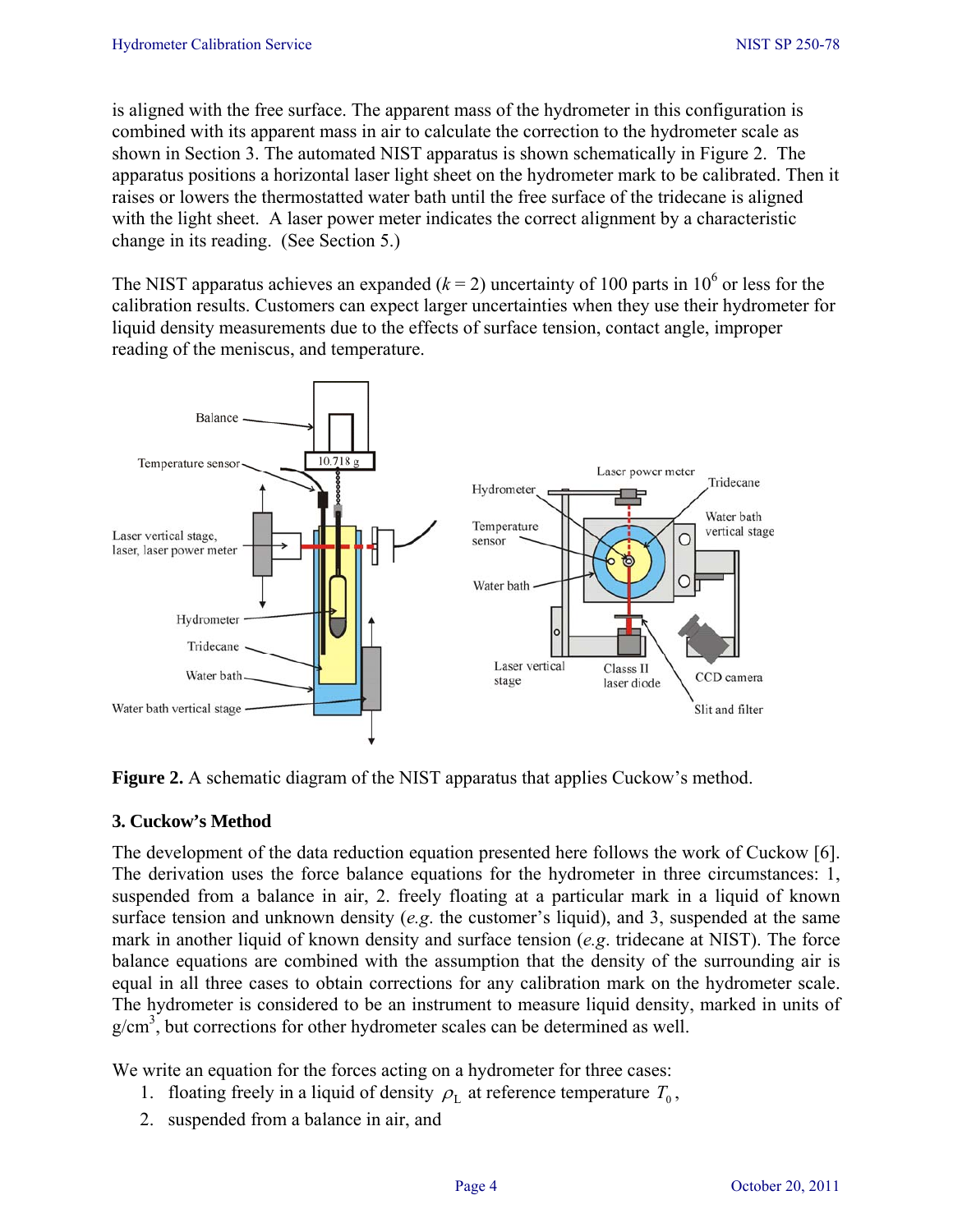is aligned with the free surface. The apparent mass of the hydrometer in this configuration is combined with its apparent mass in air to calculate the correction to the hydrometer scale as shown in Section 3. The automated NIST apparatus is shown schematically in Figure 2. The apparatus positions a horizontal laser light sheet on the hydrometer mark to be calibrated. Then it raises or lowers the thermostatted water bath until the free surface of the tridecane is aligned with the light sheet. A laser power meter indicates the correct alignment by a characteristic change in its reading. (See Section 5.)

The NIST apparatus achieves an expanded ($k = 2$) uncertainty of 100 parts in $10^6$ or less for the calibration results. Customers can expect larger uncertainties when they use their hydrometer for liquid density measurements due to the effects of surface tension, contact angle, improper reading of the meniscus, and temperature.

**Figure 2.** A schematic diagram of the NIST apparatus that applies Cuckow's method.

## 3. Cuckow's Method

The development of the data reduction equation presented here follows the work of Cuckow [6]. The derivation uses the force balance equations for the hydrometer in three circumstances: 1, suspended from a balance in air, 2. freely floating at a particular mark in a liquid of known surface tension and unknown density (*e.g.* the customer's liquid), and 3, suspended at the same mark in another liquid of known density and surface tension (*e.g.* tridecane at NIST). The force balance equations are combined with the assumption that the density of the surrounding air is equal in all three cases to obtain corrections for any calibration mark on the hydrometer scale. The hydrometer is considered to be an instrument to measure liquid density, marked in units of g/cm$^3$, but corrections for other hydrometer scales can be determined as well.

We write an equation for the forces acting on a hydrometer for three cases:

1. floating freely in a liquid of density $\rho_L$ at reference temperature $T_0$,
2. suspended from a balance in air, and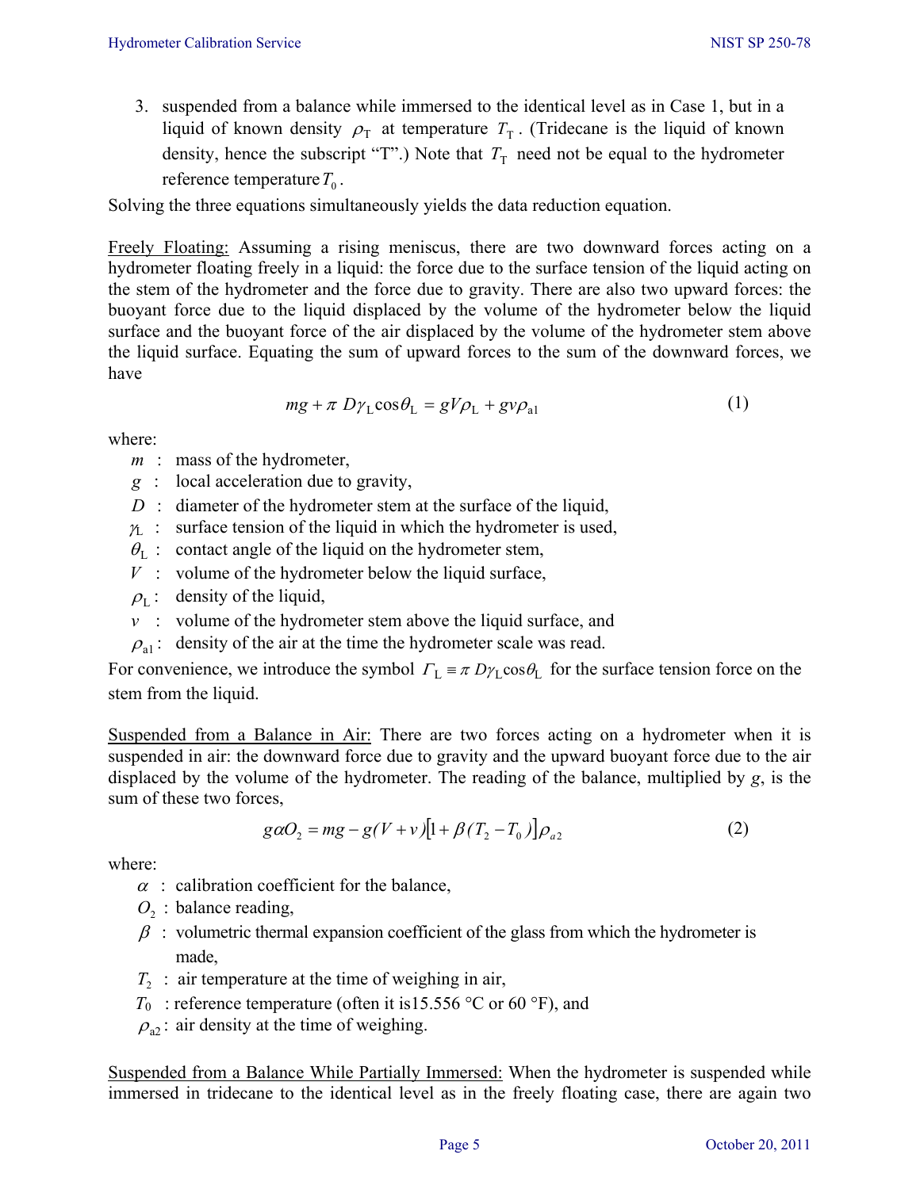3. suspended from a balance while immersed to the identical level as in Case 1, but in a liquid of known density $\rho_T$ at temperature $T_T$. (Tridecane is the liquid of known density, hence the subscript "T".) Note that $T_T$ need not be equal to the hydrometer reference temperature $T_0$.

Solving the three equations simultaneously yields the data reduction equation.

Freely Floating: Assuming a rising meniscus, there are two downward forces acting on a hydrometer floating freely in a liquid: the force due to the surface tension of the liquid acting on the stem of the hydrometer and the force due to gravity. There are also two upward forces: the buoyant force due to the liquid displaced by the volume of the hydrometer below the liquid surface and the buoyant force of the air displaced by the volume of the hydrometer stem above the liquid surface. Equating the sum of upward forces to the sum of the downward forces, we have

$$mg + \pi\, D\gamma_L \cos\theta_L = gV\rho_L + gv\rho_{a1} \tag{1}$$

where:

- $m$ : mass of the hydrometer,
- $g$ : local acceleration due to gravity,
- $D$ : diameter of the hydrometer stem at the surface of the liquid,
- $\gamma_L$ : surface tension of the liquid in which the hydrometer is used,
- $\theta_L$ : contact angle of the liquid on the hydrometer stem,
- $V$ : volume of the hydrometer below the liquid surface,
- $\rho_L$ : density of the liquid,
- $v$ : volume of the hydrometer stem above the liquid surface, and
- $\rho_{a1}$ : density of the air at the time the hydrometer scale was read.

For convenience, we introduce the symbol $\Gamma_L \equiv \pi\, D\gamma_L \cos\theta_L$ for the surface tension force on the stem from the liquid.

Suspended from a Balance in Air: There are two forces acting on a hydrometer when it is suspended in air: the downward force due to gravity and the upward buoyant force due to the air displaced by the volume of the hydrometer. The reading of the balance, multiplied by *g*, is the sum of these two forces,

$$g\alpha O_2 = mg - g(V + v)\left[1 + \beta(T_2 - T_0)\right]\rho_{a2} \tag{2}$$

where:

- $\alpha$ : calibration coefficient for the balance,
- $O_2$ : balance reading,
- $\beta$ : volumetric thermal expansion coefficient of the glass from which the hydrometer is made,
- $T_2$ : air temperature at the time of weighing in air,
- $T_0$ : reference temperature (often it is15.556 °C or 60 °F), and
- $\rho_{a2}$ : air density at the time of weighing.

Suspended from a Balance While Partially Immersed: When the hydrometer is suspended while immersed in tridecane to the identical level as in the freely floating case, there are again two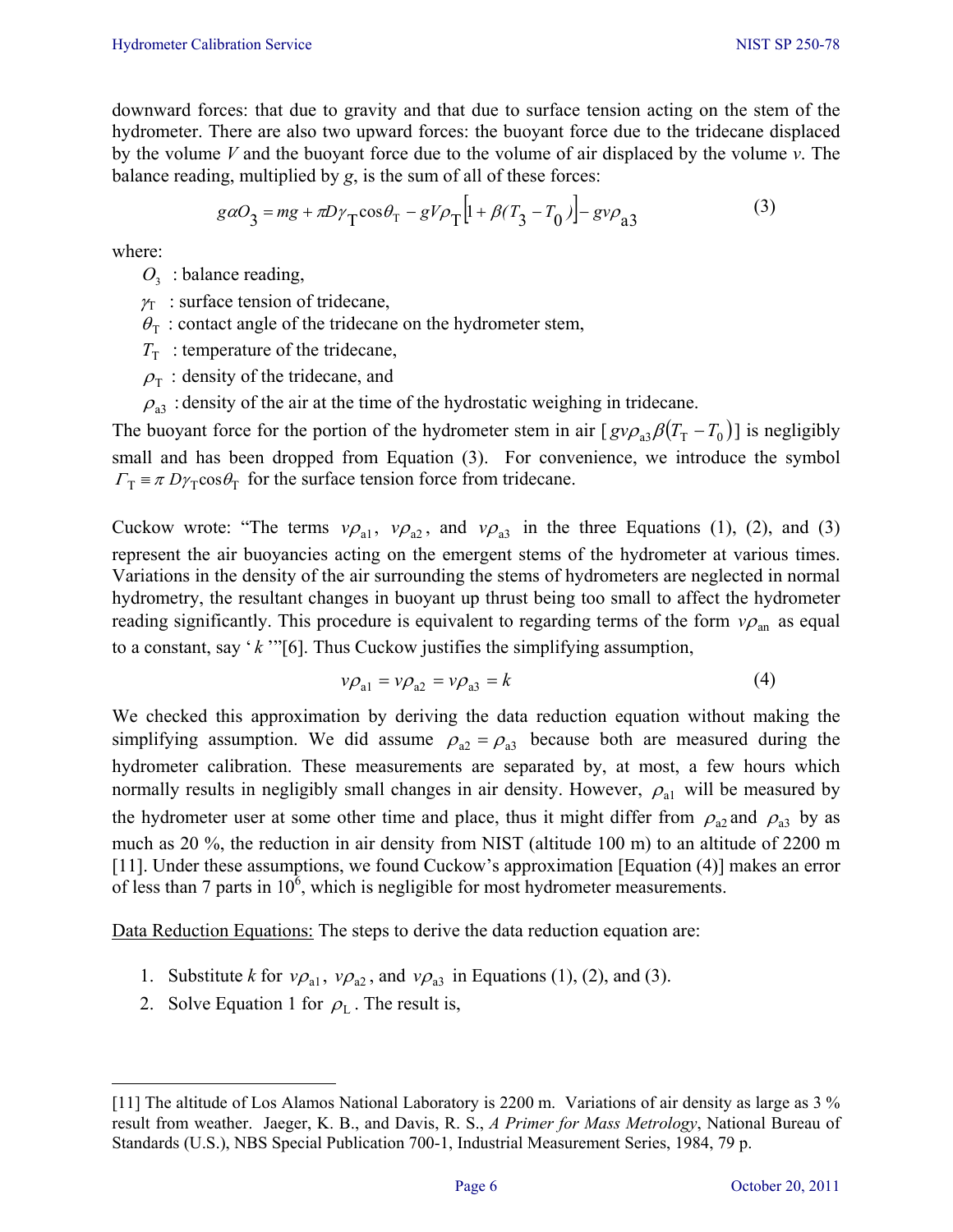downward forces: that due to gravity and that due to surface tension acting on the stem of the hydrometer. There are also two upward forces: the buoyant force due to the tridecane displaced by the volume $V$ and the buoyant force due to the volume of air displaced by the volume $v$. The balance reading, multiplied by $g$, is the sum of all of these forces:

$$g\alpha O_3 = mg + \pi D\gamma_T \cos\theta_T - gV\rho_T\left[1 + \beta(T_3 - T_0)\right] - gv\rho_{a3} \tag{3}$$

where:

- $O_3$ : balance reading,
- $\gamma_T$ : surface tension of tridecane,
- $\theta_T$ : contact angle of the tridecane on the hydrometer stem,
- $T_T$ : temperature of the tridecane,
- $\rho_T$ : density of the tridecane, and
- $\rho_{a3}$ : density of the air at the time of the hydrostatic weighing in tridecane.

The buoyant force for the portion of the hydrometer stem in air [ $gv\rho_{a3}\beta(T_T - T_0)$] is negligibly small and has been dropped from Equation (3). For convenience, we introduce the symbol $\Gamma_T \equiv \pi D\gamma_T \cos\theta_T$ for the surface tension force from tridecane.

Cuckow wrote: "The terms $v\rho_{a1}$, $v\rho_{a2}$, and $v\rho_{a3}$ in the three Equations (1), (2), and (3) represent the air buoyancies acting on the emergent stems of the hydrometer at various times. Variations in the density of the air surrounding the stems of hydrometers are neglected in normal hydrometry, the resultant changes in buoyant up thrust being too small to affect the hydrometer reading significantly. This procedure is equivalent to regarding terms of the form $v\rho_{an}$ as equal to a constant, say '$k$'"[6]. Thus Cuckow justifies the simplifying assumption,

$$v\rho_{a1} = v\rho_{a2} = v\rho_{a3} = k \tag{4}$$

We checked this approximation by deriving the data reduction equation without making the simplifying assumption. We did assume $\rho_{a2} = \rho_{a3}$ because both are measured during the hydrometer calibration. These measurements are separated by, at most, a few hours which normally results in negligibly small changes in air density. However, $\rho_{a1}$ will be measured by the hydrometer user at some other time and place, thus it might differ from $\rho_{a2}$ and $\rho_{a3}$ by as much as 20 %, the reduction in air density from NIST (altitude 100 m) to an altitude of 2200 m [11]. Under these assumptions, we found Cuckow's approximation [Equation (4)] makes an error of less than 7 parts in $10^6$, which is negligible for most hydrometer measurements.

<u>Data Reduction Equations:</u> The steps to derive the data reduction equation are:

1. Substitute $k$ for $v\rho_{a1}$, $v\rho_{a2}$, and $v\rho_{a3}$ in Equations (1), (2), and (3).
2. Solve Equation 1 for $\rho_L$. The result is,

---

[11] The altitude of Los Alamos National Laboratory is 2200 m. Variations of air density as large as 3 % result from weather. Jaeger, K. B., and Davis, R. S., *A Primer for Mass Metrology*, National Bureau of Standards (U.S.), NBS Special Publication 700-1, Industrial Measurement Series, 1984, 79 p.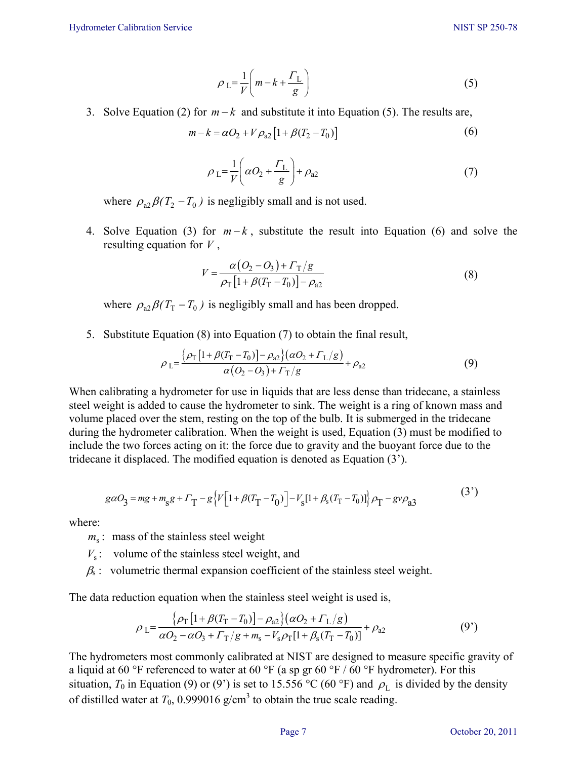$$\rho_{\mathrm{L}}=\frac{1}{V}\left(m-k+\frac{\Gamma_{\mathrm{L}}}{g}\right) \tag{5}$$

3. Solve Equation (2) for $m-k$ and substitute it into Equation (5). The results are,

$$m-k=\alpha O_2+V\rho_{\mathrm{a2}}\left[1+\beta(T_2-T_0)\right] \tag{6}$$

$$\rho_{\mathrm{L}}=\frac{1}{V}\left(\alpha O_2+\frac{\Gamma_{\mathrm{L}}}{g}\right)+\rho_{\mathrm{a2}} \tag{7}$$

   where $\rho_{\mathrm{a2}}\beta(T_2-T_0)$ is negligibly small and is not used.

4. Solve Equation (3) for $m-k$, substitute the result into Equation (6) and solve the resulting equation for $V$,

$$V=\frac{\alpha\left(O_2-O_3\right)+\Gamma_{\mathrm{T}}/g}{\rho_{\mathrm{T}}\left[1+\beta(T_{\mathrm{T}}-T_0)\right]-\rho_{\mathrm{a2}}} \tag{8}$$

   where $\rho_{\mathrm{a2}}\beta(T_{\mathrm{T}}-T_0)$ is negligibly small and has been dropped.

5. Substitute Equation (8) into Equation (7) to obtain the final result,

$$\rho_{\mathrm{L}}=\frac{\left\{\rho_{\mathrm{T}}\left[1+\beta(T_{\mathrm{T}}-T_0)\right]-\rho_{\mathrm{a2}}\right\}\left(\alpha O_2+\Gamma_{\mathrm{L}}/g\right)}{\alpha\left(O_2-O_3\right)+\Gamma_{\mathrm{T}}/g}+\rho_{\mathrm{a2}} \tag{9}$$

When calibrating a hydrometer for use in liquids that are less dense than tridecane, a stainless steel weight is added to cause the hydrometer to sink. The weight is a ring of known mass and volume placed over the stem, resting on the top of the bulb. It is submerged in the tridecane during the hydrometer calibration. When the weight is used, Equation (3) must be modified to include the two forces acting on it: the force due to gravity and the buoyant force due to the tridecane it displaced. The modified equation is denoted as Equation (3').

$$g\alpha O_3=mg+m_{\mathrm{s}}g+\Gamma_{\mathrm{T}}-g\left\{V\left[1+\beta(T_{\mathrm{T}}-T_0)\right]-V_{\mathrm{s}}[1+\beta_{\mathrm{s}}(T_{\mathrm{T}}-T_0)]\right\}\rho_{\mathrm{T}}-gv\rho_{\mathrm{a3}} \tag{3'}$$

where:

- $m_{\mathrm{s}}$: mass of the stainless steel weight
- $V_{\mathrm{s}}$: volume of the stainless steel weight, and
- $\beta_{\mathrm{s}}$: volumetric thermal expansion coefficient of the stainless steel weight.

The data reduction equation when the stainless steel weight is used is,

$$\rho_{\mathrm{L}}=\frac{\left\{\rho_{\mathrm{T}}\left[1+\beta(T_{\mathrm{T}}-T_0)\right]-\rho_{\mathrm{a2}}\right\}\left(\alpha O_2+\Gamma_{\mathrm{L}}/g\right)}{\alpha O_2-\alpha O_3+\Gamma_{\mathrm{T}}/g+m_{\mathrm{s}}-V_{\mathrm{s}}\rho_{\mathrm{T}}[1+\beta_{\mathrm{s}}(T_{\mathrm{T}}-T_0)]}+\rho_{\mathrm{a2}} \tag{9'}$$

The hydrometers most commonly calibrated at NIST are designed to measure specific gravity of a liquid at 60 °F referenced to water at 60 °F (a sp gr 60 °F / 60 °F hydrometer). For this situation, $T_0$ in Equation (9) or (9') is set to 15.556 °C (60 °F) and $\rho_{\mathrm{L}}$ is divided by the density of distilled water at $T_0$, 0.999016 g/cm$^3$ to obtain the true scale reading.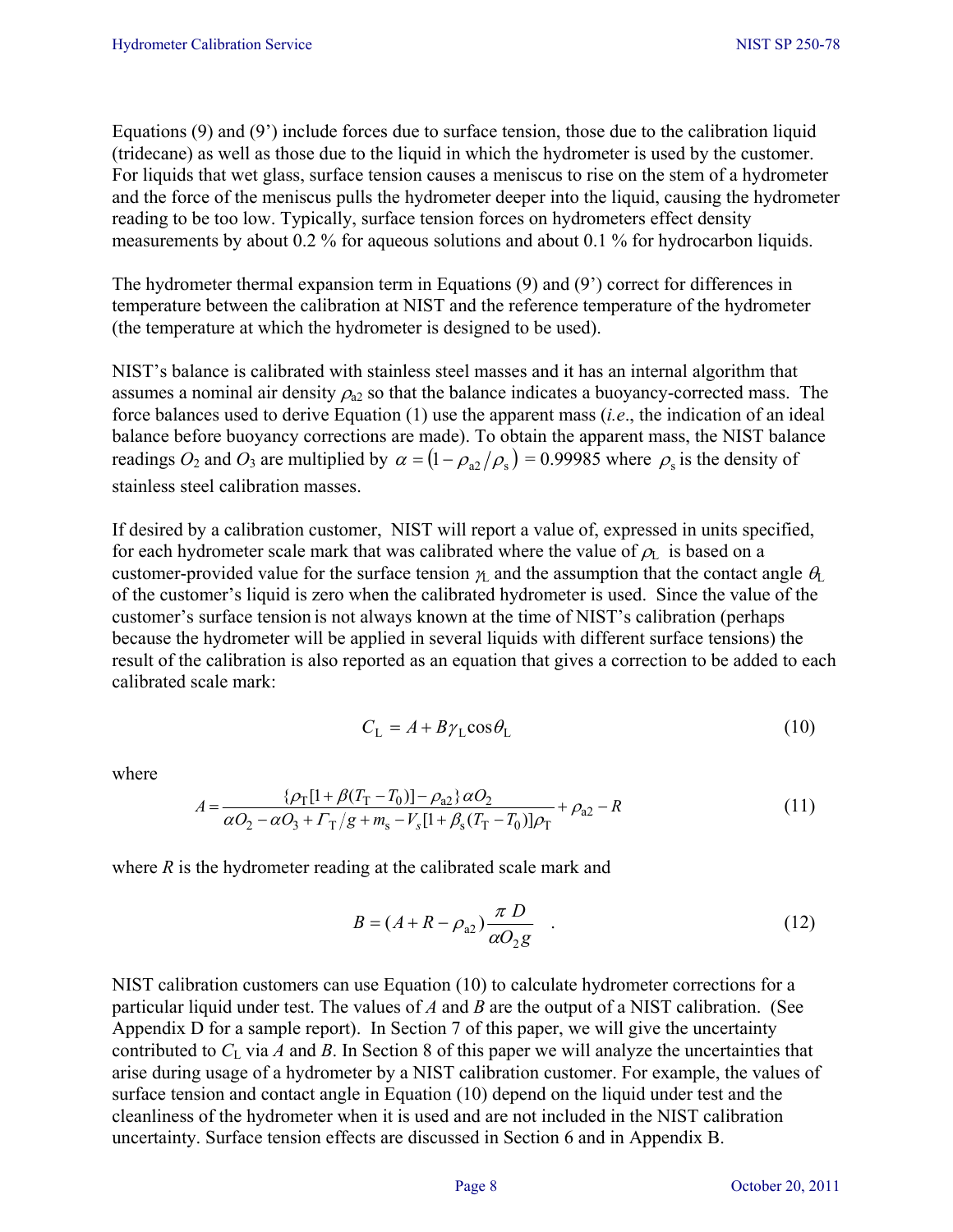Equations (9) and (9') include forces due to surface tension, those due to the calibration liquid (tridecane) as well as those due to the liquid in which the hydrometer is used by the customer. For liquids that wet glass, surface tension causes a meniscus to rise on the stem of a hydrometer and the force of the meniscus pulls the hydrometer deeper into the liquid, causing the hydrometer reading to be too low. Typically, surface tension forces on hydrometers effect density measurements by about 0.2 % for aqueous solutions and about 0.1 % for hydrocarbon liquids.

The hydrometer thermal expansion term in Equations (9) and (9') correct for differences in temperature between the calibration at NIST and the reference temperature of the hydrometer (the temperature at which the hydrometer is designed to be used).

NIST's balance is calibrated with stainless steel masses and it has an internal algorithm that assumes a nominal air density $\rho_{a2}$ so that the balance indicates a buoyancy-corrected mass. The force balances used to derive Equation (1) use the apparent mass (*i.e*., the indication of an ideal balance before buoyancy corrections are made). To obtain the apparent mass, the NIST balance readings $O_2$ and $O_3$ are multiplied by $\alpha = (1 - \rho_{a2}/\rho_s)$ = 0.99985 where $\rho_s$ is the density of stainless steel calibration masses.

If desired by a calibration customer, NIST will report a value of, expressed in units specified, for each hydrometer scale mark that was calibrated where the value of $\rho_L$ is based on a customer-provided value for the surface tension $\gamma_L$ and the assumption that the contact angle $\theta_L$ of the customer's liquid is zero when the calibrated hydrometer is used. Since the value of the customer's surface tension is not always known at the time of NIST's calibration (perhaps because the hydrometer will be applied in several liquids with different surface tensions) the result of the calibration is also reported as an equation that gives a correction to be added to each calibrated scale mark:

$$C_L = A + B\gamma_L \cos\theta_L \tag{10}$$

where

$$A = \frac{\{\rho_T[1+\beta(T_T - T_0)] - \rho_{a2}\}\,\alpha O_2}{\alpha O_2 - \alpha O_3 + \Gamma_T/g + m_s - V_s[1+\beta_s(T_T - T_0)]\rho_T} + \rho_{a2} - R \tag{11}$$

where $R$ is the hydrometer reading at the calibrated scale mark and

$$B = (A + R - \rho_{a2})\frac{\pi D}{\alpha O_2 g} \quad . \tag{12}$$

NIST calibration customers can use Equation (10) to calculate hydrometer corrections for a particular liquid under test. The values of $A$ and $B$ are the output of a NIST calibration. (See Appendix D for a sample report). In Section 7 of this paper, we will give the uncertainty contributed to $C_L$ via $A$ and $B$. In Section 8 of this paper we will analyze the uncertainties that arise during usage of a hydrometer by a NIST calibration customer. For example, the values of surface tension and contact angle in Equation (10) depend on the liquid under test and the cleanliness of the hydrometer when it is used and are not included in the NIST calibration uncertainty. Surface tension effects are discussed in Section 6 and in Appendix B.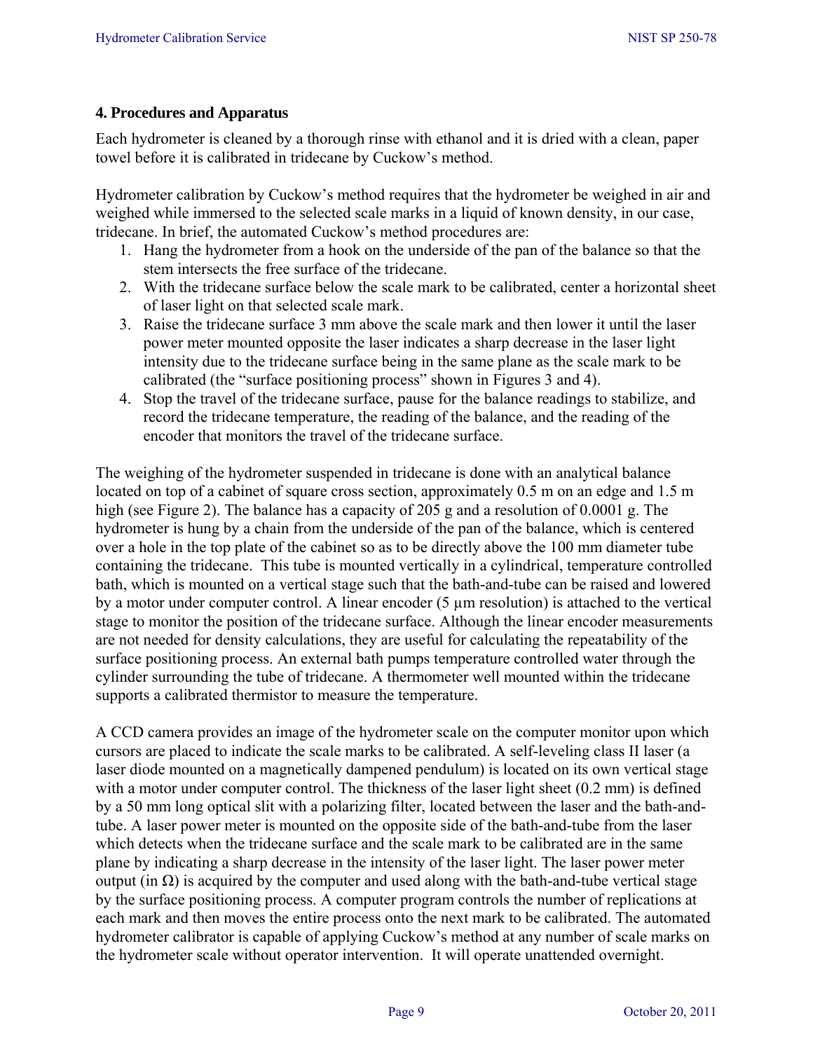## 4. Procedures and Apparatus

Each hydrometer is cleaned by a thorough rinse with ethanol and it is dried with a clean, paper towel before it is calibrated in tridecane by Cuckow's method.

Hydrometer calibration by Cuckow's method requires that the hydrometer be weighed in air and weighed while immersed to the selected scale marks in a liquid of known density, in our case, tridecane. In brief, the automated Cuckow's method procedures are:

1. Hang the hydrometer from a hook on the underside of the pan of the balance so that the stem intersects the free surface of the tridecane.
2. With the tridecane surface below the scale mark to be calibrated, center a horizontal sheet of laser light on that selected scale mark.
3. Raise the tridecane surface 3 mm above the scale mark and then lower it until the laser power meter mounted opposite the laser indicates a sharp decrease in the laser light intensity due to the tridecane surface being in the same plane as the scale mark to be calibrated (the "surface positioning process" shown in Figures 3 and 4).
4. Stop the travel of the tridecane surface, pause for the balance readings to stabilize, and record the tridecane temperature, the reading of the balance, and the reading of the encoder that monitors the travel of the tridecane surface.

The weighing of the hydrometer suspended in tridecane is done with an analytical balance located on top of a cabinet of square cross section, approximately 0.5 m on an edge and 1.5 m high (see Figure 2). The balance has a capacity of 205 g and a resolution of 0.0001 g. The hydrometer is hung by a chain from the underside of the pan of the balance, which is centered over a hole in the top plate of the cabinet so as to be directly above the 100 mm diameter tube containing the tridecane. This tube is mounted vertically in a cylindrical, temperature controlled bath, which is mounted on a vertical stage such that the bath-and-tube can be raised and lowered by a motor under computer control. A linear encoder (5 µm resolution) is attached to the vertical stage to monitor the position of the tridecane surface. Although the linear encoder measurements are not needed for density calculations, they are useful for calculating the repeatability of the surface positioning process. An external bath pumps temperature controlled water through the cylinder surrounding the tube of tridecane. A thermometer well mounted within the tridecane supports a calibrated thermistor to measure the temperature.

A CCD camera provides an image of the hydrometer scale on the computer monitor upon which cursors are placed to indicate the scale marks to be calibrated. A self-leveling class II laser (a laser diode mounted on a magnetically dampened pendulum) is located on its own vertical stage with a motor under computer control. The thickness of the laser light sheet (0.2 mm) is defined by a 50 mm long optical slit with a polarizing filter, located between the laser and the bath-and-tube. A laser power meter is mounted on the opposite side of the bath-and-tube from the laser which detects when the tridecane surface and the scale mark to be calibrated are in the same plane by indicating a sharp decrease in the intensity of the laser light. The laser power meter output (in Ω) is acquired by the computer and used along with the bath-and-tube vertical stage by the surface positioning process. A computer program controls the number of replications at each mark and then moves the entire process onto the next mark to be calibrated. The automated hydrometer calibrator is capable of applying Cuckow's method at any number of scale marks on the hydrometer scale without operator intervention. It will operate unattended overnight.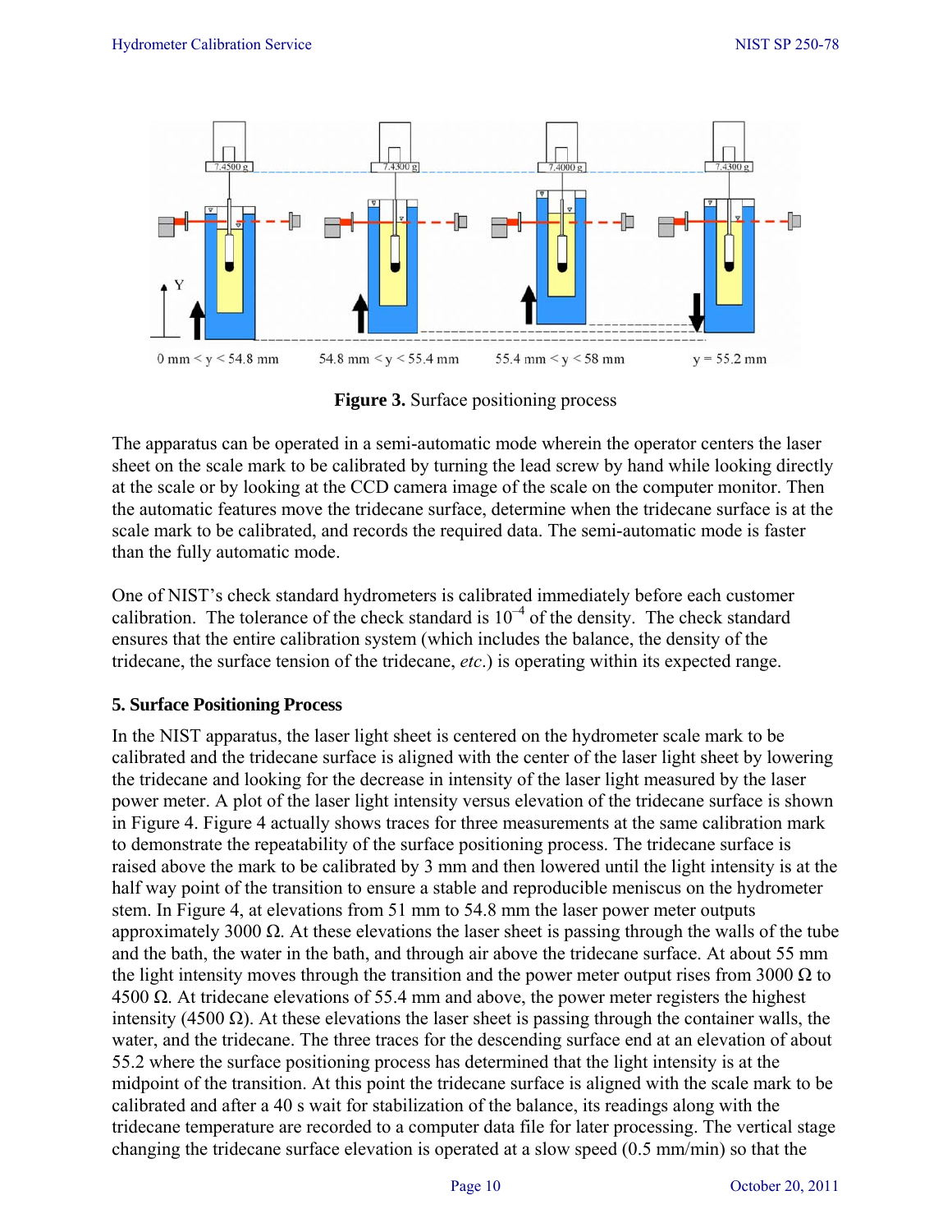**Figure 3.** Surface positioning process

The apparatus can be operated in a semi-automatic mode wherein the operator centers the laser sheet on the scale mark to be calibrated by turning the lead screw by hand while looking directly at the scale or by looking at the CCD camera image of the scale on the computer monitor. Then the automatic features move the tridecane surface, determine when the tridecane surface is at the scale mark to be calibrated, and records the required data. The semi-automatic mode is faster than the fully automatic mode.

One of NIST's check standard hydrometers is calibrated immediately before each customer calibration. The tolerance of the check standard is $10^{-4}$ of the density. The check standard ensures that the entire calibration system (which includes the balance, the density of the tridecane, the surface tension of the tridecane, *etc*.) is operating within its expected range.

### 5. Surface Positioning Process

In the NIST apparatus, the laser light sheet is centered on the hydrometer scale mark to be calibrated and the tridecane surface is aligned with the center of the laser light sheet by lowering the tridecane and looking for the decrease in intensity of the laser light measured by the laser power meter. A plot of the laser light intensity versus elevation of the tridecane surface is shown in Figure 4. Figure 4 actually shows traces for three measurements at the same calibration mark to demonstrate the repeatability of the surface positioning process. The tridecane surface is raised above the mark to be calibrated by 3 mm and then lowered until the light intensity is at the half way point of the transition to ensure a stable and reproducible meniscus on the hydrometer stem. In Figure 4, at elevations from 51 mm to 54.8 mm the laser power meter outputs approximately 3000 Ω. At these elevations the laser sheet is passing through the walls of the tube and the bath, the water in the bath, and through air above the tridecane surface. At about 55 mm the light intensity moves through the transition and the power meter output rises from 3000 Ω to 4500 Ω. At tridecane elevations of 55.4 mm and above, the power meter registers the highest intensity (4500 Ω). At these elevations the laser sheet is passing through the container walls, the water, and the tridecane. The three traces for the descending surface end at an elevation of about 55.2 where the surface positioning process has determined that the light intensity is at the midpoint of the transition. At this point the tridecane surface is aligned with the scale mark to be calibrated and after a 40 s wait for stabilization of the balance, its readings along with the tridecane temperature are recorded to a computer data file for later processing. The vertical stage changing the tridecane surface elevation is operated at a slow speed (0.5 mm/min) so that the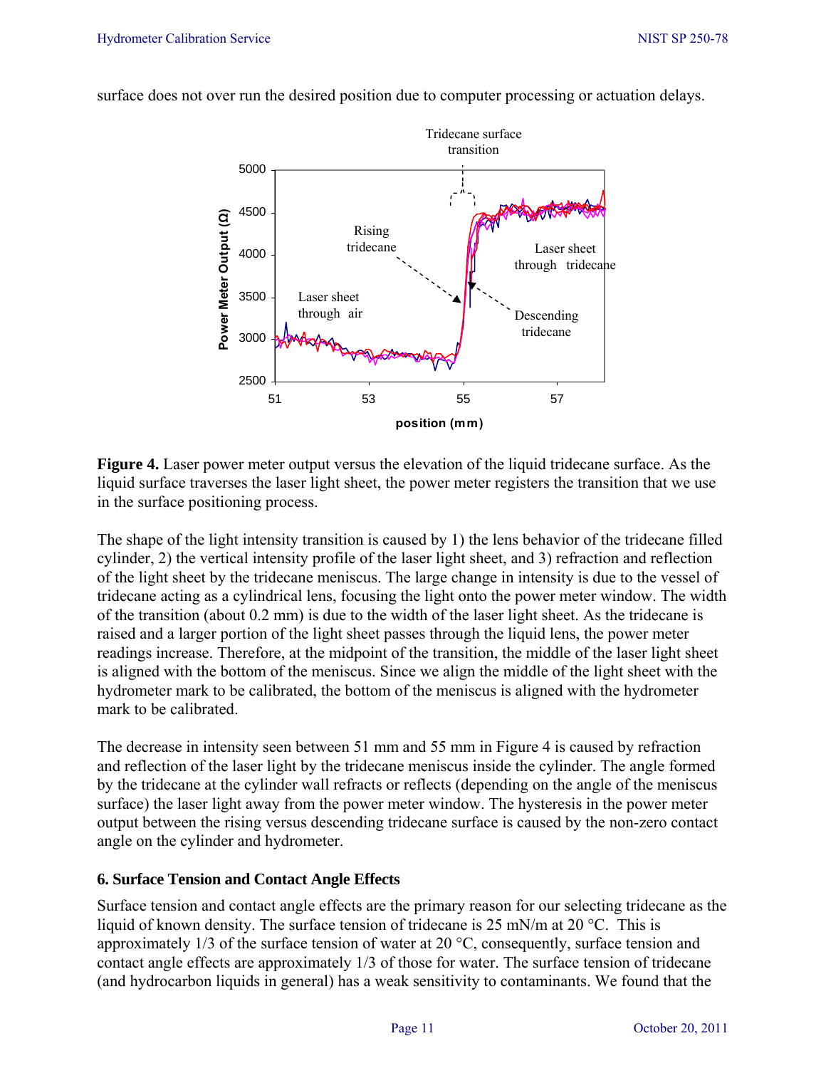surface does not over run the desired position due to computer processing or actuation delays.

**Figure 4.** Laser power meter output versus the elevation of the liquid tridecane surface. As the liquid surface traverses the laser light sheet, the power meter registers the transition that we use in the surface positioning process.

The shape of the light intensity transition is caused by 1) the lens behavior of the tridecane filled cylinder, 2) the vertical intensity profile of the laser light sheet, and 3) refraction and reflection of the light sheet by the tridecane meniscus. The large change in intensity is due to the vessel of tridecane acting as a cylindrical lens, focusing the light onto the power meter window. The width of the transition (about 0.2 mm) is due to the width of the laser light sheet. As the tridecane is raised and a larger portion of the light sheet passes through the liquid lens, the power meter readings increase. Therefore, at the midpoint of the transition, the middle of the laser light sheet is aligned with the bottom of the meniscus. Since we align the middle of the light sheet with the hydrometer mark to be calibrated, the bottom of the meniscus is aligned with the hydrometer mark to be calibrated.

The decrease in intensity seen between 51 mm and 55 mm in Figure 4 is caused by refraction and reflection of the laser light by the tridecane meniscus inside the cylinder. The angle formed by the tridecane at the cylinder wall refracts or reflects (depending on the angle of the meniscus surface) the laser light away from the power meter window. The hysteresis in the power meter output between the rising versus descending tridecane surface is caused by the non-zero contact angle on the cylinder and hydrometer.

## 6. Surface Tension and Contact Angle Effects

Surface tension and contact angle effects are the primary reason for our selecting tridecane as the liquid of known density. The surface tension of tridecane is 25 mN/m at 20 °C. This is approximately 1/3 of the surface tension of water at 20 °C, consequently, surface tension and contact angle effects are approximately 1/3 of those for water. The surface tension of tridecane (and hydrocarbon liquids in general) has a weak sensitivity to contaminants. We found that the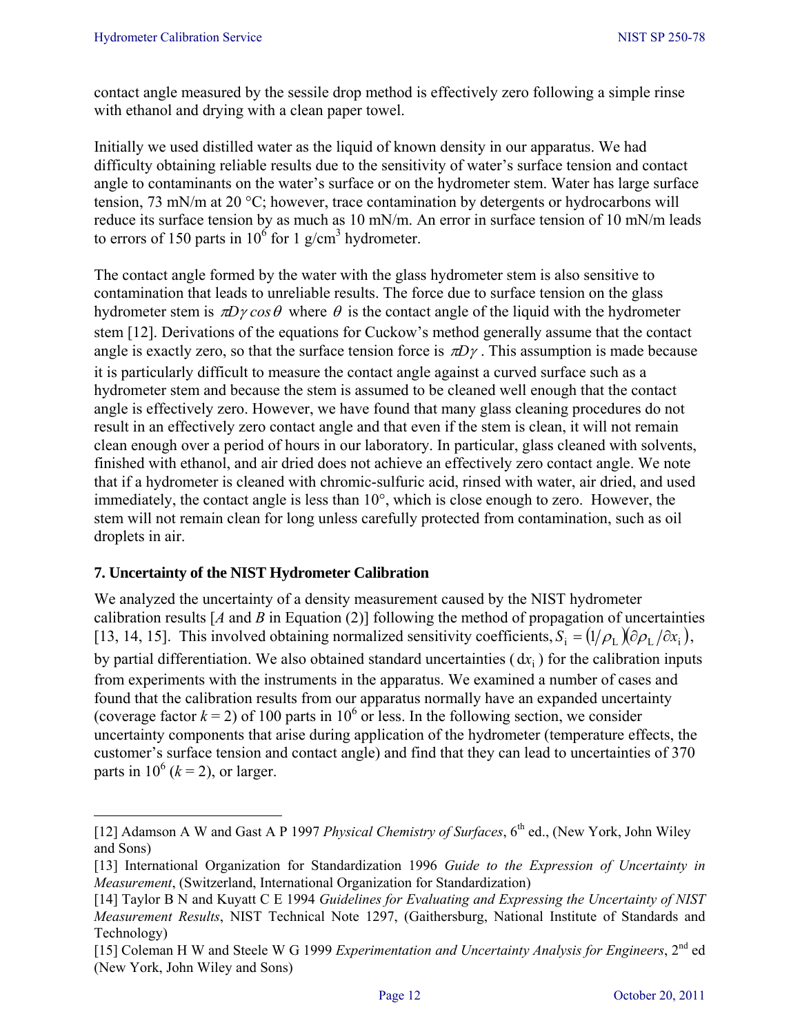contact angle measured by the sessile drop method is effectively zero following a simple rinse with ethanol and drying with a clean paper towel.

Initially we used distilled water as the liquid of known density in our apparatus. We had difficulty obtaining reliable results due to the sensitivity of water's surface tension and contact angle to contaminants on the water's surface or on the hydrometer stem. Water has large surface tension, 73 mN/m at 20 °C; however, trace contamination by detergents or hydrocarbons will reduce its surface tension by as much as 10 mN/m. An error in surface tension of 10 mN/m leads to errors of 150 parts in $10^6$ for 1 g/cm$^3$ hydrometer.

The contact angle formed by the water with the glass hydrometer stem is also sensitive to contamination that leads to unreliable results. The force due to surface tension on the glass hydrometer stem is $\pi D\gamma \cos\theta$ where $\theta$ is the contact angle of the liquid with the hydrometer stem [12]. Derivations of the equations for Cuckow's method generally assume that the contact angle is exactly zero, so that the surface tension force is $\pi D\gamma$. This assumption is made because it is particularly difficult to measure the contact angle against a curved surface such as a hydrometer stem and because the stem is assumed to be cleaned well enough that the contact angle is effectively zero. However, we have found that many glass cleaning procedures do not result in an effectively zero contact angle and that even if the stem is clean, it will not remain clean enough over a period of hours in our laboratory. In particular, glass cleaned with solvents, finished with ethanol, and air dried does not achieve an effectively zero contact angle. We note that if a hydrometer is cleaned with chromic-sulfuric acid, rinsed with water, air dried, and used immediately, the contact angle is less than 10°, which is close enough to zero. However, the stem will not remain clean for long unless carefully protected from contamination, such as oil droplets in air.

## 7. Uncertainty of the NIST Hydrometer Calibration

We analyzed the uncertainty of a density measurement caused by the NIST hydrometer calibration results [$A$ and $B$ in Equation (2)] following the method of propagation of uncertainties [13, 14, 15]. This involved obtaining normalized sensitivity coefficients, $S_i = (1/\rho_L)(\partial\rho_L/\partial x_i)$, by partial differentiation. We also obtained standard uncertainties ($dx_i$) for the calibration inputs from experiments with the instruments in the apparatus. We examined a number of cases and found that the calibration results from our apparatus normally have an expanded uncertainty (coverage factor $k = 2$) of 100 parts in $10^6$ or less. In the following section, we consider uncertainty components that arise during application of the hydrometer (temperature effects, the customer's surface tension and contact angle) and find that they can lead to uncertainties of 370 parts in $10^6$ ($k = 2$), or larger.

---

[12] Adamson A W and Gast A P 1997 *Physical Chemistry of Surfaces*, 6th ed., (New York, John Wiley and Sons)

[13] International Organization for Standardization 1996 *Guide to the Expression of Uncertainty in Measurement*, (Switzerland, International Organization for Standardization)

[14] Taylor B N and Kuyatt C E 1994 *Guidelines for Evaluating and Expressing the Uncertainty of NIST Measurement Results*, NIST Technical Note 1297, (Gaithersburg, National Institute of Standards and Technology)

[15] Coleman H W and Steele W G 1999 *Experimentation and Uncertainty Analysis for Engineers*, 2nd ed (New York, John Wiley and Sons)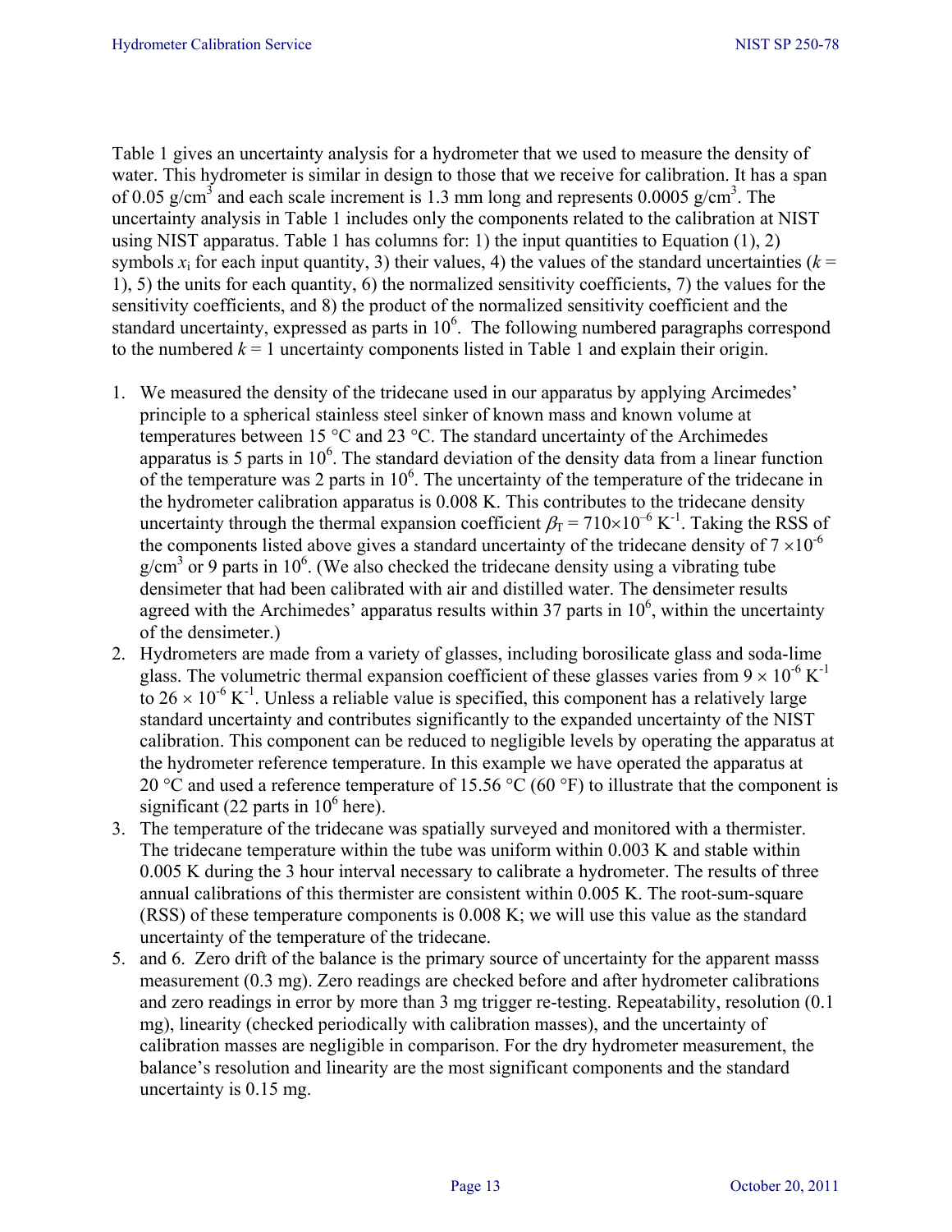Table 1 gives an uncertainty analysis for a hydrometer that we used to measure the density of water. This hydrometer is similar in design to those that we receive for calibration. It has a span of 0.05 g/cm$^3$ and each scale increment is 1.3 mm long and represents 0.0005 g/cm$^3$. The uncertainty analysis in Table 1 includes only the components related to the calibration at NIST using NIST apparatus. Table 1 has columns for: 1) the input quantities to Equation (1), 2) symbols $x_i$ for each input quantity, 3) their values, 4) the values of the standard uncertainties ($k$ = 1), 5) the units for each quantity, 6) the normalized sensitivity coefficients, 7) the values for the sensitivity coefficients, and 8) the product of the normalized sensitivity coefficient and the standard uncertainty, expressed as parts in $10^6$. The following numbered paragraphs correspond to the numbered $k$ = 1 uncertainty components listed in Table 1 and explain their origin.

1. We measured the density of the tridecane used in our apparatus by applying Arcimedes' principle to a spherical stainless steel sinker of known mass and known volume at temperatures between 15 °C and 23 °C. The standard uncertainty of the Archimedes apparatus is 5 parts in $10^6$. The standard deviation of the density data from a linear function of the temperature was 2 parts in $10^6$. The uncertainty of the temperature of the tridecane in the hydrometer calibration apparatus is 0.008 K. This contributes to the tridecane density uncertainty through the thermal expansion coefficient $\beta_T = 710 \times 10^{-6}$ K$^{-1}$. Taking the RSS of the components listed above gives a standard uncertainty of the tridecane density of $7 \times 10^{-6}$ g/cm$^3$ or 9 parts in $10^6$. (We also checked the tridecane density using a vibrating tube densimeter that had been calibrated with air and distilled water. The densimeter results agreed with the Archimedes' apparatus results within 37 parts in $10^6$, within the uncertainty of the densimeter.)
2. Hydrometers are made from a variety of glasses, including borosilicate glass and soda-lime glass. The volumetric thermal expansion coefficient of these glasses varies from $9 \times 10^{-6}$ K$^{-1}$ to $26 \times 10^{-6}$ K$^{-1}$. Unless a reliable value is specified, this component has a relatively large standard uncertainty and contributes significantly to the expanded uncertainty of the NIST calibration. This component can be reduced to negligible levels by operating the apparatus at the hydrometer reference temperature. In this example we have operated the apparatus at 20 °C and used a reference temperature of 15.56 °C (60 °F) to illustrate that the component is significant (22 parts in $10^6$ here).
3. The temperature of the tridecane was spatially surveyed and monitored with a thermister. The tridecane temperature within the tube was uniform within 0.003 K and stable within 0.005 K during the 3 hour interval necessary to calibrate a hydrometer. The results of three annual calibrations of this thermister are consistent within 0.005 K. The root-sum-square (RSS) of these temperature components is 0.008 K; we will use this value as the standard uncertainty of the temperature of the tridecane.
5. and 6. Zero drift of the balance is the primary source of uncertainty for the apparent masss measurement (0.3 mg). Zero readings are checked before and after hydrometer calibrations and zero readings in error by more than 3 mg trigger re-testing. Repeatability, resolution (0.1 mg), linearity (checked periodically with calibration masses), and the uncertainty of calibration masses are negligible in comparison. For the dry hydrometer measurement, the balance's resolution and linearity are the most significant components and the standard uncertainty is 0.15 mg.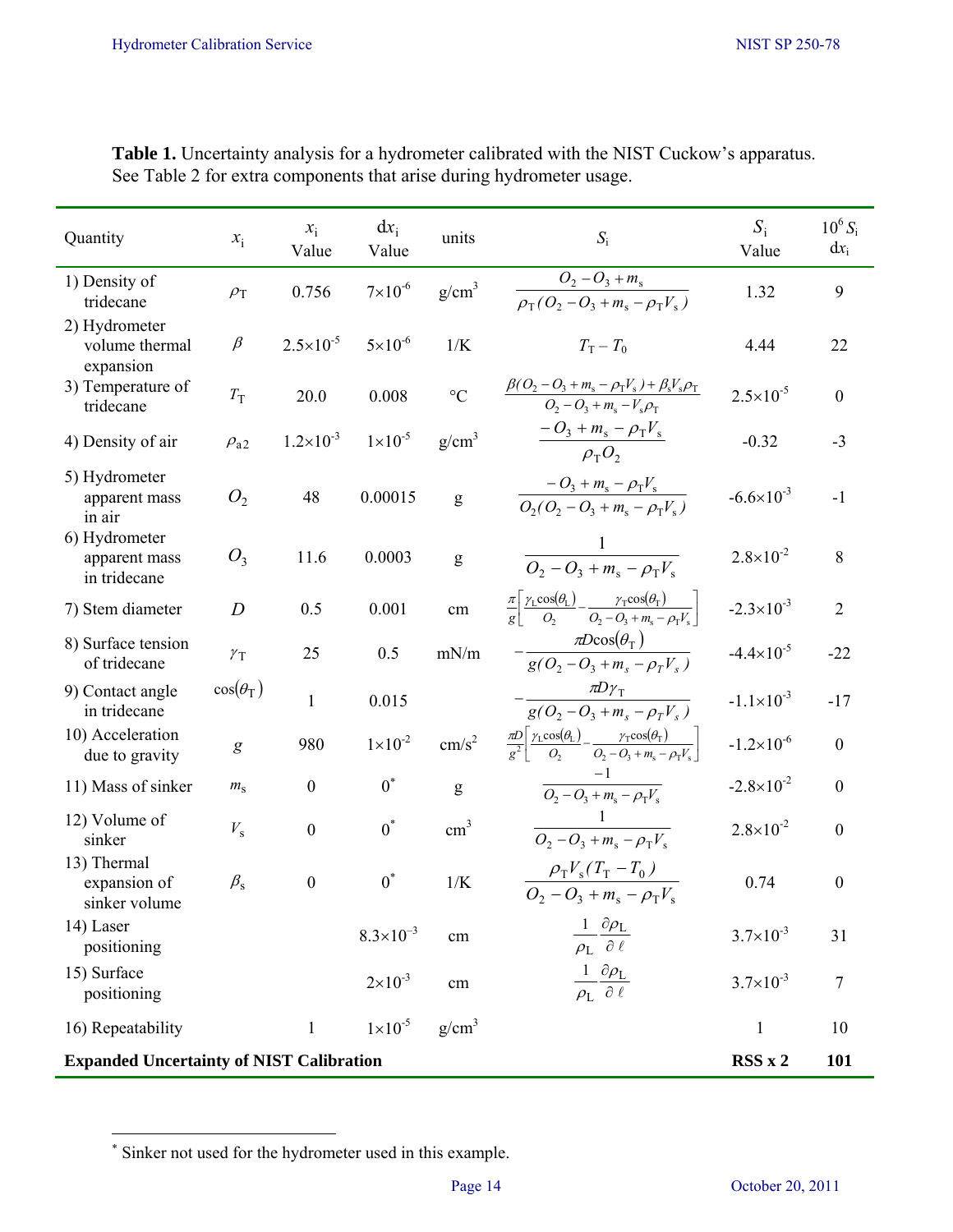**Table 1.** Uncertainty analysis for a hydrometer calibrated with the NIST Cuckow's apparatus. See Table 2 for extra components that arise during hydrometer usage.

| Quantity | $x_i$ | $x_i$ Value | $dx_i$ Value | units | $S_i$ | $S_i$ Value | $10^6 S_i dx_i$ |
|---|---|---|---|---|---|---|---|
| 1) Density of tridecane | $\rho_T$ | 0.756 | $7\times10^{-6}$ | g/cm$^3$ | $\dfrac{O_2 - O_3 + m_s}{\rho_T(O_2 - O_3 + m_s - \rho_T V_s)}$ | 1.32 | 9 |
| 2) Hydrometer volume thermal expansion | $\beta$ | $2.5\times10^{-5}$ | $5\times10^{-6}$ | 1/K | $T_T - T_0$ | 4.44 | 22 |
| 3) Temperature of tridecane | $T_T$ | 20.0 | 0.008 | °C | $\dfrac{\beta(O_2 - O_3 + m_s - \rho_T V_s) + \beta_s V_s \rho_T}{O_2 - O_3 + m_s - V_s \rho_T}$ | $2.5\times10^{-5}$ | 0 |
| 4) Density of air | $\rho_{a2}$ | $1.2\times10^{-3}$ | $1\times10^{-5}$ | g/cm$^3$ | $\dfrac{-O_3 + m_s - \rho_T V_s}{\rho_T O_2}$ | -0.32 | -3 |
| 5) Hydrometer apparent mass in air | $O_2$ | 48 | 0.00015 | g | $\dfrac{-O_3 + m_s - \rho_T V_s}{O_2(O_2 - O_3 + m_s - \rho_T V_s)}$ | $-6.6\times10^{-3}$ | -1 |
| 6) Hydrometer apparent mass in tridecane | $O_3$ | 11.6 | 0.0003 | g | $\dfrac{1}{O_2 - O_3 + m_s - \rho_T V_s}$ | $2.8\times10^{-2}$ | 8 |
| 7) Stem diameter | $D$ | 0.5 | 0.001 | cm | $\dfrac{\pi}{g}\left[\dfrac{\gamma_L \cos(\theta_L)}{O_2} - \dfrac{\gamma_T \cos(\theta_T)}{O_2 - O_3 + m_s - \rho_T V_s}\right]$ | $-2.3\times10^{-3}$ | 2 |
| 8) Surface tension of tridecane | $\gamma_T$ | 25 | 0.5 | mN/m | $-\dfrac{\pi D \cos(\theta_T)}{g(O_2 - O_3 + m_s - \rho_T V_s)}$ | $-4.4\times10^{-5}$ | -22 |
| 9) Contact angle in tridecane | $\cos(\theta_T)$ | 1 | 0.015 | | $-\dfrac{\pi D \gamma_T}{g(O_2 - O_3 + m_s - \rho_T V_s)}$ | $-1.1\times10^{-3}$ | -17 |
| 10) Acceleration due to gravity | $g$ | 980 | $1\times10^{-2}$ | cm/s$^2$ | $\dfrac{\pi D}{g^2}\left[\dfrac{\gamma_L \cos(\theta_L)}{O_2} - \dfrac{\gamma_T \cos(\theta_T)}{O_2 - O_3 + m_s - \rho_T V_s}\right]$ | $-1.2\times10^{-6}$ | 0 |
| 11) Mass of sinker | $m_s$ | 0 | 0* | g | $\dfrac{-1}{O_2 - O_3 + m_s - \rho_T V_s}$ | $-2.8\times10^{-2}$ | 0 |
| 12) Volume of sinker | $V_s$ | 0 | 0* | cm$^3$ | $\dfrac{1}{O_2 - O_3 + m_s - \rho_T V_s}$ | $2.8\times10^{-2}$ | 0 |
| 13) Thermal expansion of sinker volume | $\beta_s$ | 0 | 0* | 1/K | $\dfrac{\rho_T V_s (T_T - T_0)}{O_2 - O_3 + m_s - \rho_T V_s}$ | 0.74 | 0 |
| 14) Laser positioning | | | $8.3\times10^{-3}$ | cm | $\dfrac{1}{\rho_L}\dfrac{\partial \rho_L}{\partial \ell}$ | $3.7\times10^{-3}$ | 31 |
| 15) Surface positioning | | | $2\times10^{-3}$ | cm | $\dfrac{1}{\rho_L}\dfrac{\partial \rho_L}{\partial \ell}$ | $3.7\times10^{-3}$ | 7 |
| 16) Repeatability | | 1 | $1\times10^{-5}$ | g/cm$^3$ | | 1 | 10 |
| **Expanded Uncertainty of NIST Calibration** | | | | | | **RSS x 2** | **101** |

* Sinker not used for the hydrometer used in this example.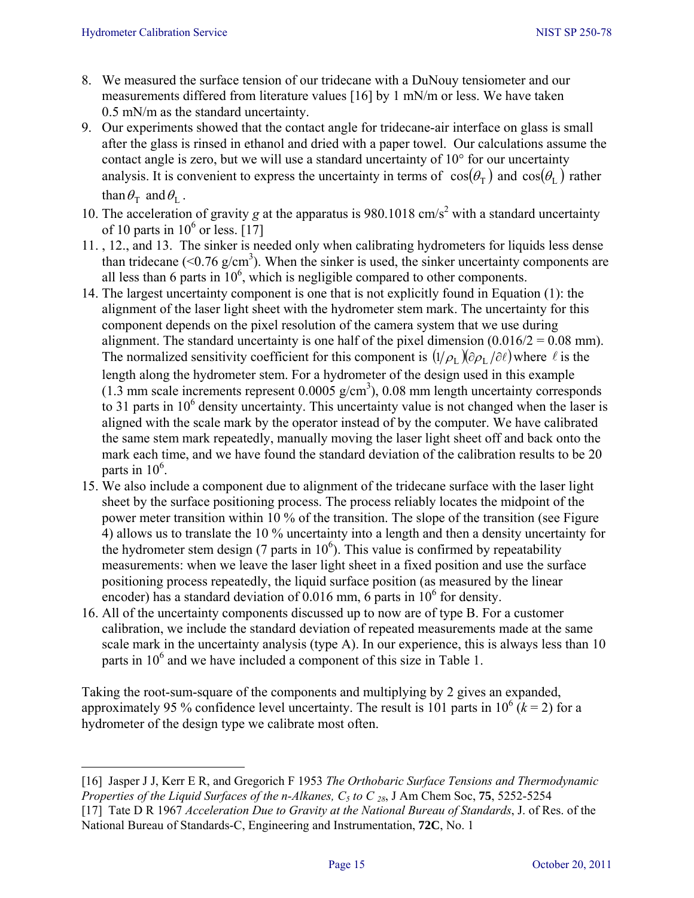8. We measured the surface tension of our tridecane with a DuNouy tensiometer and our measurements differed from literature values [16] by 1 mN/m or less. We have taken 0.5 mN/m as the standard uncertainty.
9. Our experiments showed that the contact angle for tridecane-air interface on glass is small after the glass is rinsed in ethanol and dried with a paper towel. Our calculations assume the contact angle is zero, but we will use a standard uncertainty of 10° for our uncertainty analysis. It is convenient to express the uncertainty in terms of $\cos(\theta_\mathrm{T})$ and $\cos(\theta_\mathrm{L})$ rather than $\theta_\mathrm{T}$ and $\theta_\mathrm{L}$.
10. The acceleration of gravity $g$ at the apparatus is 980.1018 cm/s$^2$ with a standard uncertainty of 10 parts in $10^6$ or less. [17]
11. , 12., and 13. The sinker is needed only when calibrating hydrometers for liquids less dense than tridecane (<0.76 g/cm$^3$). When the sinker is used, the sinker uncertainty components are all less than 6 parts in $10^6$, which is negligible compared to other components.
14. The largest uncertainty component is one that is not explicitly found in Equation (1): the alignment of the laser light sheet with the hydrometer stem mark. The uncertainty for this component depends on the pixel resolution of the camera system that we use during alignment. The standard uncertainty is one half of the pixel dimension (0.016/2 = 0.08 mm). The normalized sensitivity coefficient for this component is $(1/\rho_\mathrm{L})(\partial\rho_\mathrm{L}/\partial\ell)$ where $\ell$ is the length along the hydrometer stem. For a hydrometer of the design used in this example (1.3 mm scale increments represent 0.0005 g/cm$^3$), 0.08 mm length uncertainty corresponds to 31 parts in $10^6$ density uncertainty. This uncertainty value is not changed when the laser is aligned with the scale mark by the operator instead of by the computer. We have calibrated the same stem mark repeatedly, manually moving the laser light sheet off and back onto the mark each time, and we have found the standard deviation of the calibration results to be 20 parts in $10^6$.
15. We also include a component due to alignment of the tridecane surface with the laser light sheet by the surface positioning process. The process reliably locates the midpoint of the power meter transition within 10 % of the transition. The slope of the transition (see Figure 4) allows us to translate the 10 % uncertainty into a length and then a density uncertainty for the hydrometer stem design (7 parts in $10^6$). This value is confirmed by repeatability measurements: when we leave the laser light sheet in a fixed position and use the surface positioning process repeatedly, the liquid surface position (as measured by the linear encoder) has a standard deviation of 0.016 mm, 6 parts in $10^6$ for density.
16. All of the uncertainty components discussed up to now are of type B. For a customer calibration, we include the standard deviation of repeated measurements made at the same scale mark in the uncertainty analysis (type A). In our experience, this is always less than 10 parts in $10^6$ and we have included a component of this size in Table 1.

Taking the root-sum-square of the components and multiplying by 2 gives an expanded, approximately 95 % confidence level uncertainty. The result is 101 parts in $10^6$ ($k = 2$) for a hydrometer of the design type we calibrate most often.

---

[16] Jasper J J, Kerr E R, and Gregorich F 1953 *The Orthobaric Surface Tensions and Thermodynamic Properties of the Liquid Surfaces of the n-Alkanes, $C_5$ to $C_{28}$*, J Am Chem Soc, **75**, 5252-5254

[17] Tate D R 1967 *Acceleration Due to Gravity at the National Bureau of Standards*, J. of Res. of the National Bureau of Standards-C, Engineering and Instrumentation, **72C**, No. 1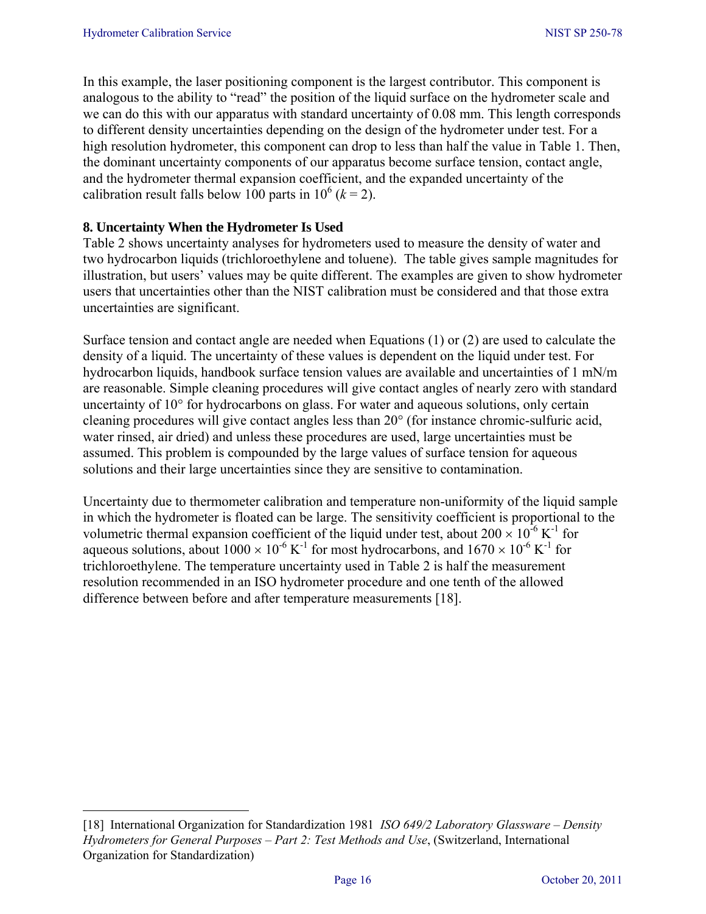In this example, the laser positioning component is the largest contributor. This component is analogous to the ability to "read" the position of the liquid surface on the hydrometer scale and we can do this with our apparatus with standard uncertainty of 0.08 mm. This length corresponds to different density uncertainties depending on the design of the hydrometer under test. For a high resolution hydrometer, this component can drop to less than half the value in Table 1. Then, the dominant uncertainty components of our apparatus become surface tension, contact angle, and the hydrometer thermal expansion coefficient, and the expanded uncertainty of the calibration result falls below 100 parts in $10^6$ ($k = 2$).

## 8. Uncertainty When the Hydrometer Is Used

Table 2 shows uncertainty analyses for hydrometers used to measure the density of water and two hydrocarbon liquids (trichloroethylene and toluene). The table gives sample magnitudes for illustration, but users' values may be quite different. The examples are given to show hydrometer users that uncertainties other than the NIST calibration must be considered and that those extra uncertainties are significant.

Surface tension and contact angle are needed when Equations (1) or (2) are used to calculate the density of a liquid. The uncertainty of these values is dependent on the liquid under test. For hydrocarbon liquids, handbook surface tension values are available and uncertainties of 1 mN/m are reasonable. Simple cleaning procedures will give contact angles of nearly zero with standard uncertainty of 10° for hydrocarbons on glass. For water and aqueous solutions, only certain cleaning procedures will give contact angles less than 20° (for instance chromic-sulfuric acid, water rinsed, air dried) and unless these procedures are used, large uncertainties must be assumed. This problem is compounded by the large values of surface tension for aqueous solutions and their large uncertainties since they are sensitive to contamination.

Uncertainty due to thermometer calibration and temperature non-uniformity of the liquid sample in which the hydrometer is floated can be large. The sensitivity coefficient is proportional to the volumetric thermal expansion coefficient of the liquid under test, about $200 \times 10^{-6}\ \mathrm{K}^{-1}$ for aqueous solutions, about $1000 \times 10^{-6}\ \mathrm{K}^{-1}$ for most hydrocarbons, and $1670 \times 10^{-6}\ \mathrm{K}^{-1}$ for trichloroethylene. The temperature uncertainty used in Table 2 is half the measurement resolution recommended in an ISO hydrometer procedure and one tenth of the allowed difference between before and after temperature measurements [18].

---

[18] International Organization for Standardization 1981 *ISO 649/2 Laboratory Glassware – Density Hydrometers for General Purposes – Part 2: Test Methods and Use*, (Switzerland, International Organization for Standardization)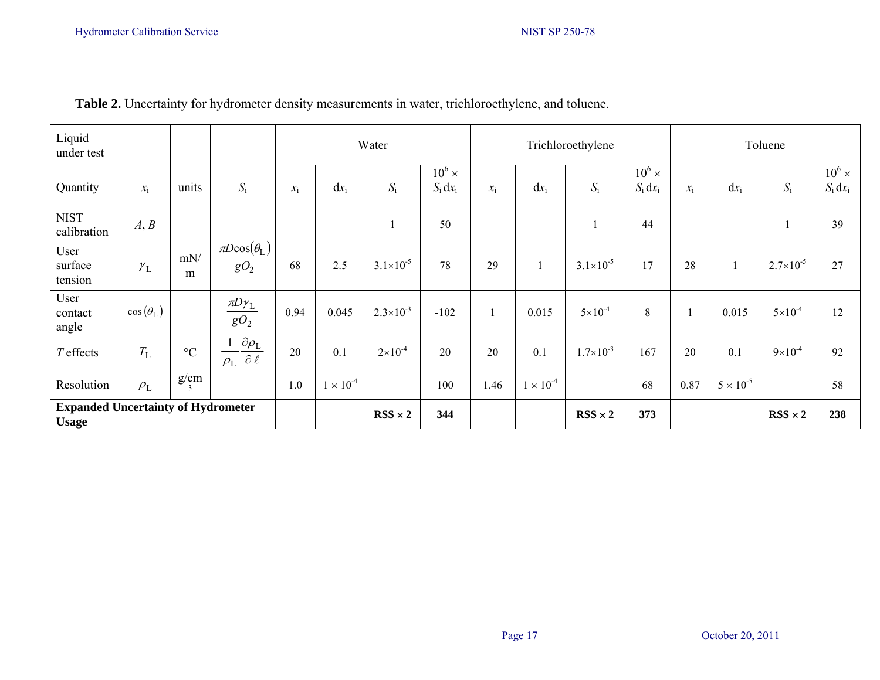**Table 2.** Uncertainty for hydrometer density measurements in water, trichloroethylene, and toluene.

| Liquid under test | | | | Water | | | | Trichloroethylene | | | | Toluene | | | |
|---|---|---|---|---|---|---|---|---|---|---|---|---|---|---|---|
| Quantity | $x_i$ | units | $S_i$ | $x_i$ | $dx_i$ | $S_i$ | $10^6 \times S_i\, dx_i$ | $x_i$ | $dx_i$ | $S_i$ | $10^6 \times S_i\, dx_i$ | $x_i$ | $dx_i$ | $S_i$ | $10^6 \times S_i\, dx_i$ |
| NIST calibration | $A, B$ | | | | | 1 | 50 | | | 1 | 44 | | | 1 | 39 |
| User surface tension | $\gamma_L$ | mN/m | $\frac{\pi D \cos(\theta_L)}{g O_2}$ | 68 | 2.5 | $3.1\times10^{-5}$ | 78 | 29 | 1 | $3.1\times10^{-5}$ | 17 | 28 | 1 | $2.7\times10^{-5}$ | 27 |
| User contact angle | $\cos(\theta_L)$ | | $\frac{\pi D \gamma_L}{g O_2}$ | 0.94 | 0.045 | $2.3\times10^{-3}$ | -102 | 1 | 0.015 | $5\times10^{-4}$ | 8 | 1 | 0.015 | $5\times10^{-4}$ | 12 |
| $T$ effects | $T_L$ | °C | $\frac{1}{\rho_L}\frac{\partial \rho_L}{\partial \ell}$ | 20 | 0.1 | $2\times10^{-4}$ | 20 | 20 | 0.1 | $1.7\times10^{-3}$ | 167 | 20 | 0.1 | $9\times10^{-4}$ | 92 |
| Resolution | $\rho_L$ | g/cm$^3$ | | 1.0 | $1 \times 10^{-4}$ | | 100 | 1.46 | $1 \times 10^{-4}$ | | 68 | 0.87 | $5 \times 10^{-5}$ | | 58 |
| **Expanded Uncertainty of Hydrometer Usage** | | | | | | **RSS × 2** | **344** | | | **RSS × 2** | **373** | | | **RSS × 2** | **238** |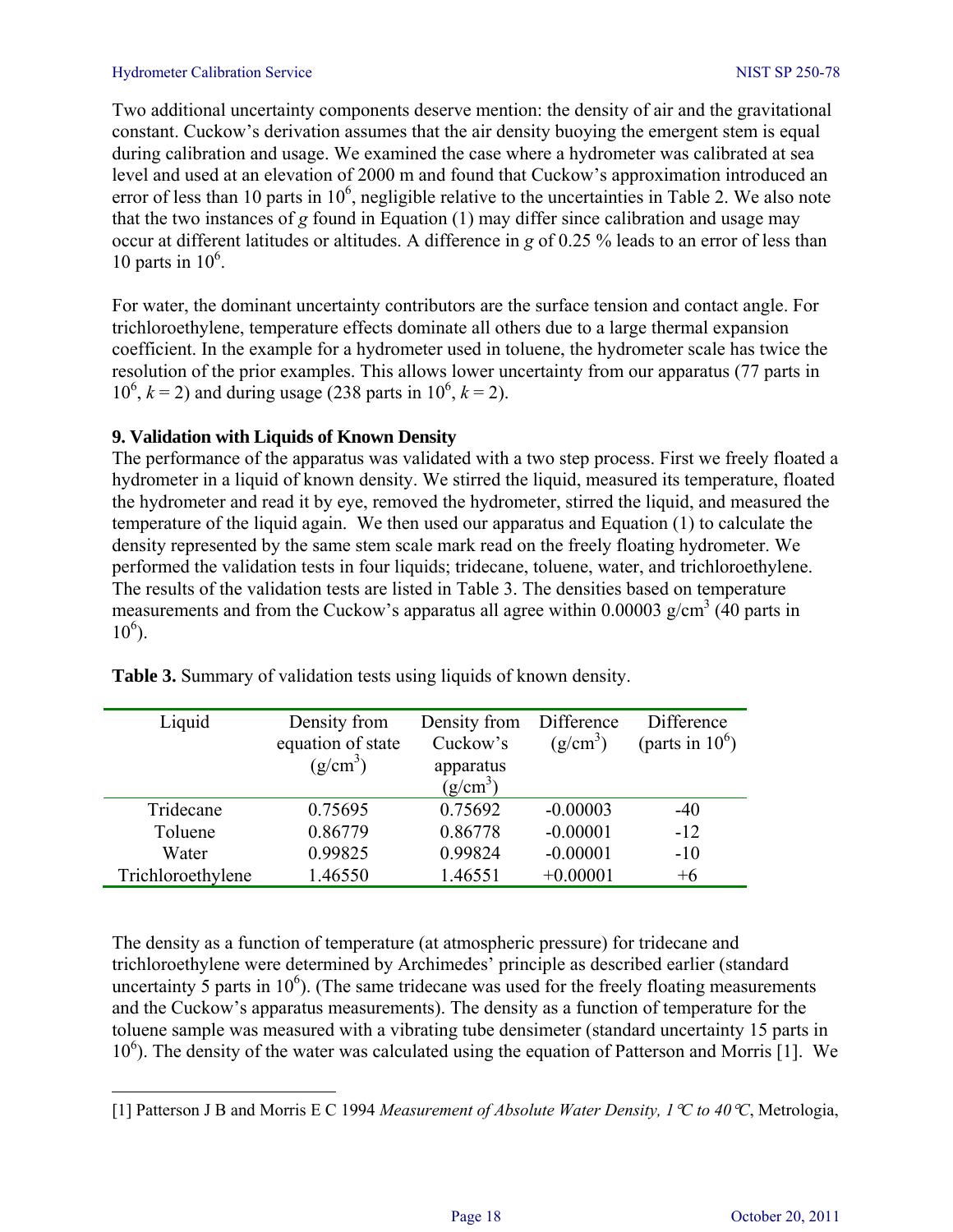Two additional uncertainty components deserve mention: the density of air and the gravitational constant. Cuckow's derivation assumes that the air density buoying the emergent stem is equal during calibration and usage. We examined the case where a hydrometer was calibrated at sea level and used at an elevation of 2000 m and found that Cuckow's approximation introduced an error of less than 10 parts in $10^6$, negligible relative to the uncertainties in Table 2. We also note that the two instances of $g$ found in Equation (1) may differ since calibration and usage may occur at different latitudes or altitudes. A difference in $g$ of 0.25 % leads to an error of less than 10 parts in $10^6$.

For water, the dominant uncertainty contributors are the surface tension and contact angle. For trichloroethylene, temperature effects dominate all others due to a large thermal expansion coefficient. In the example for a hydrometer used in toluene, the hydrometer scale has twice the resolution of the prior examples. This allows lower uncertainty from our apparatus (77 parts in $10^6$, $k = 2$) and during usage (238 parts in $10^6$, $k = 2$).

## 9. Validation with Liquids of Known Density

The performance of the apparatus was validated with a two step process. First we freely floated a hydrometer in a liquid of known density. We stirred the liquid, measured its temperature, floated the hydrometer and read it by eye, removed the hydrometer, stirred the liquid, and measured the temperature of the liquid again. We then used our apparatus and Equation (1) to calculate the density represented by the same stem scale mark read on the freely floating hydrometer. We performed the validation tests in four liquids; tridecane, toluene, water, and trichloroethylene. The results of the validation tests are listed in Table 3. The densities based on temperature measurements and from the Cuckow's apparatus all agree within 0.00003 g/cm$^3$ (40 parts in $10^6$).

**Table 3.** Summary of validation tests using liquids of known density.

| Liquid | Density from equation of state (g/cm$^3$) | Density from Cuckow's apparatus (g/cm$^3$) | Difference (g/cm$^3$) | Difference (parts in $10^6$) |
|---|---|---|---|---|
| Tridecane | 0.75695 | 0.75692 | -0.00003 | -40 |
| Toluene | 0.86779 | 0.86778 | -0.00001 | -12 |
| Water | 0.99825 | 0.99824 | -0.00001 | -10 |
| Trichloroethylene | 1.46550 | 1.46551 | +0.00001 | +6 |

The density as a function of temperature (at atmospheric pressure) for tridecane and trichloroethylene were determined by Archimedes' principle as described earlier (standard uncertainty 5 parts in $10^6$). (The same tridecane was used for the freely floating measurements and the Cuckow's apparatus measurements). The density as a function of temperature for the toluene sample was measured with a vibrating tube densimeter (standard uncertainty 15 parts in $10^6$). The density of the water was calculated using the equation of Patterson and Morris [1]. We

---

[1] Patterson J B and Morris E C 1994 *Measurement of Absolute Water Density, 1 °C to 40 °C*, Metrologia,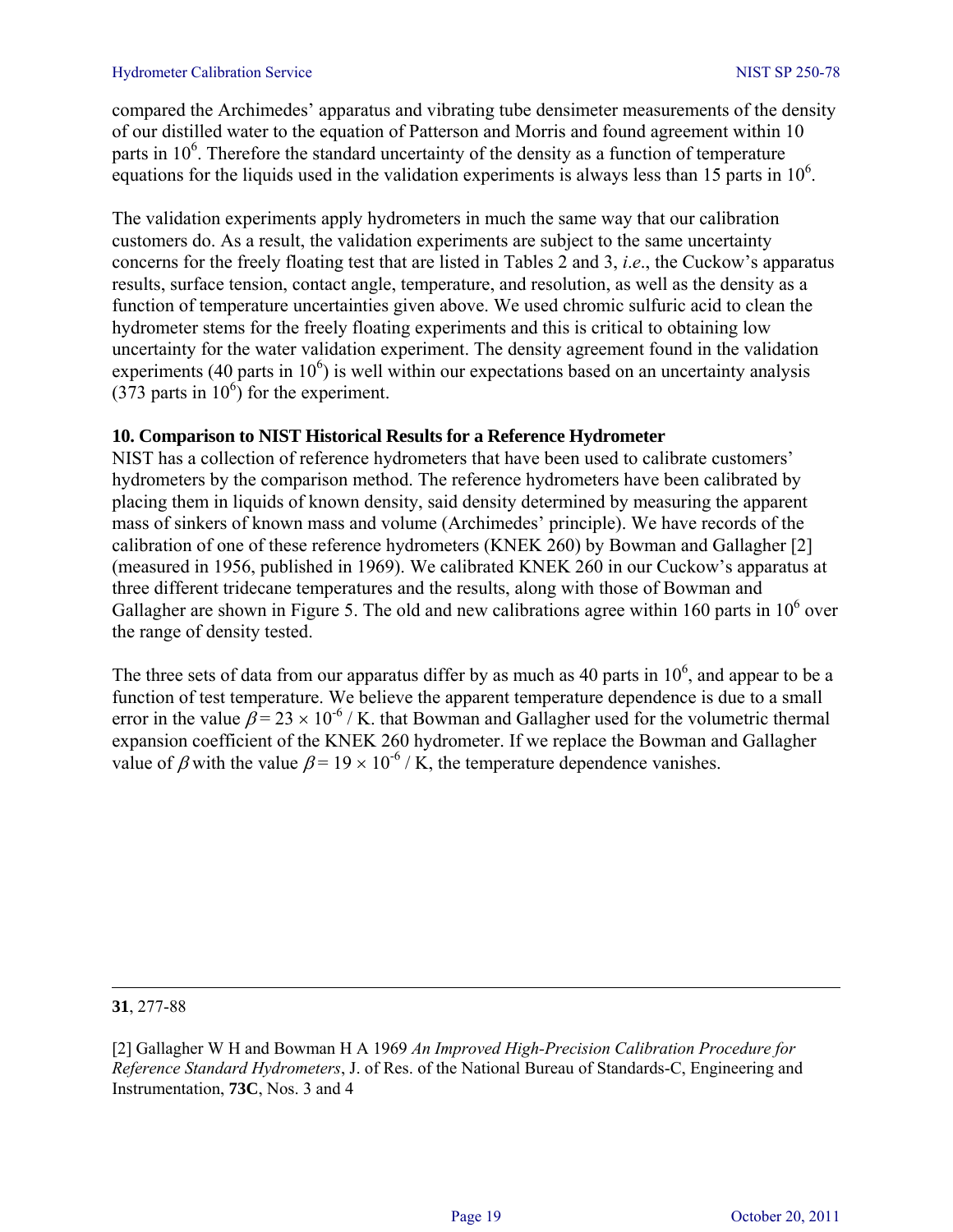compared the Archimedes' apparatus and vibrating tube densimeter measurements of the density of our distilled water to the equation of Patterson and Morris and found agreement within 10 parts in $10^6$. Therefore the standard uncertainty of the density as a function of temperature equations for the liquids used in the validation experiments is always less than 15 parts in $10^6$.

The validation experiments apply hydrometers in much the same way that our calibration customers do. As a result, the validation experiments are subject to the same uncertainty concerns for the freely floating test that are listed in Tables 2 and 3, *i.e*., the Cuckow's apparatus results, surface tension, contact angle, temperature, and resolution, as well as the density as a function of temperature uncertainties given above. We used chromic sulfuric acid to clean the hydrometer stems for the freely floating experiments and this is critical to obtaining low uncertainty for the water validation experiment. The density agreement found in the validation experiments (40 parts in $10^6$) is well within our expectations based on an uncertainty analysis (373 parts in $10^6$) for the experiment.

## 10. Comparison to NIST Historical Results for a Reference Hydrometer

NIST has a collection of reference hydrometers that have been used to calibrate customers' hydrometers by the comparison method. The reference hydrometers have been calibrated by placing them in liquids of known density, said density determined by measuring the apparent mass of sinkers of known mass and volume (Archimedes' principle). We have records of the calibration of one of these reference hydrometers (KNEK 260) by Bowman and Gallagher [2] (measured in 1956, published in 1969). We calibrated KNEK 260 in our Cuckow's apparatus at three different tridecane temperatures and the results, along with those of Bowman and Gallagher are shown in Figure 5. The old and new calibrations agree within 160 parts in $10^6$ over the range of density tested.

The three sets of data from our apparatus differ by as much as 40 parts in $10^6$, and appear to be a function of test temperature. We believe the apparent temperature dependence is due to a small error in the value $\beta = 23 \times 10^{-6}$ / K. that Bowman and Gallagher used for the volumetric thermal expansion coefficient of the KNEK 260 hydrometer. If we replace the Bowman and Gallagher value of $\beta$ with the value $\beta = 19 \times 10^{-6}$ / K, the temperature dependence vanishes.

---

**31**, 277-88

[2] Gallagher W H and Bowman H A 1969 *An Improved High-Precision Calibration Procedure for Reference Standard Hydrometers*, J. of Res. of the National Bureau of Standards-C, Engineering and Instrumentation, **73C**, Nos. 3 and 4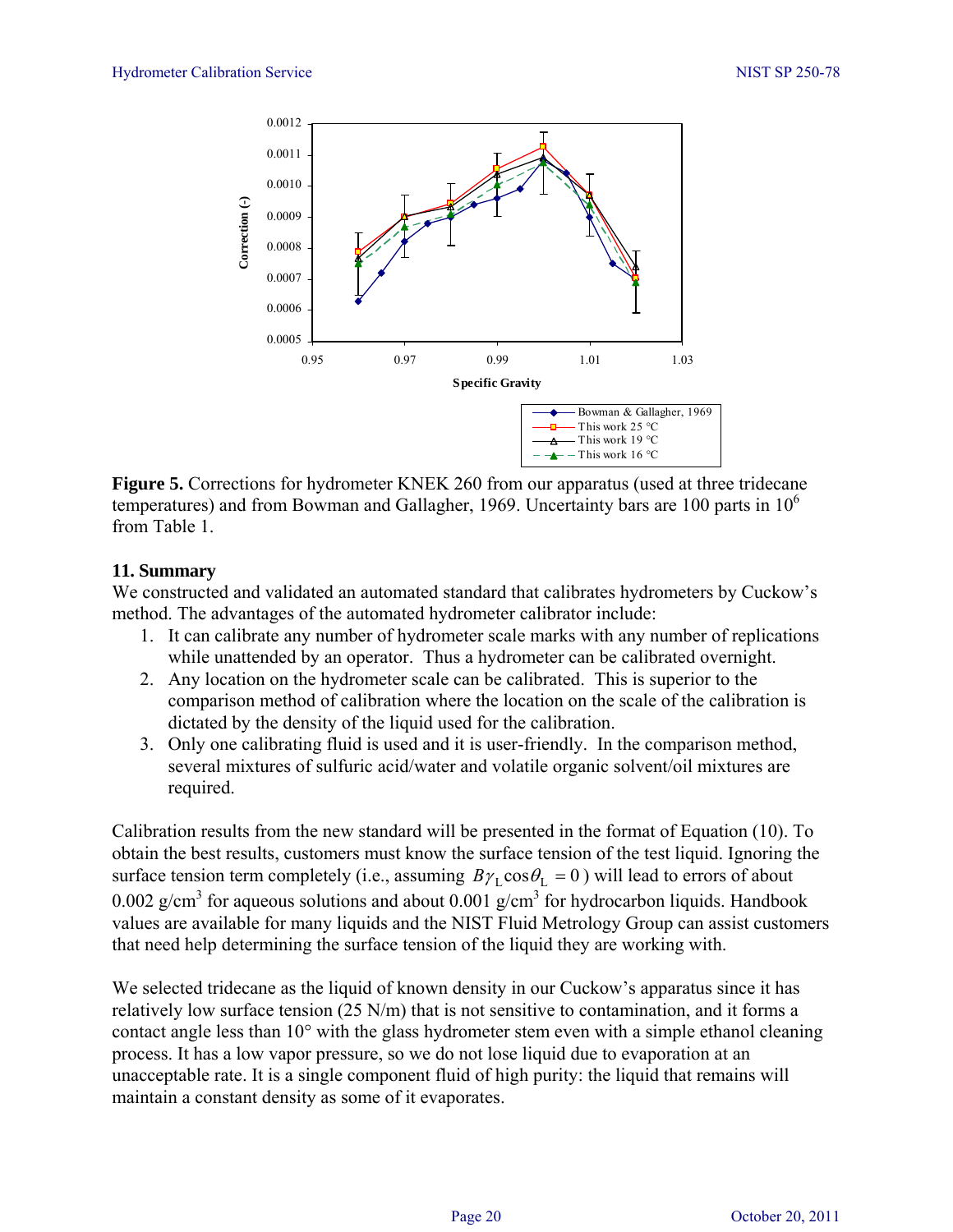**Figure 5.** Corrections for hydrometer KNEK 260 from our apparatus (used at three tridecane temperatures) and from Bowman and Gallagher, 1969. Uncertainty bars are 100 parts in $10^6$ from Table 1.

## 11. Summary

We constructed and validated an automated standard that calibrates hydrometers by Cuckow's method. The advantages of the automated hydrometer calibrator include:

1. It can calibrate any number of hydrometer scale marks with any number of replications while unattended by an operator. Thus a hydrometer can be calibrated overnight.
2. Any location on the hydrometer scale can be calibrated. This is superior to the comparison method of calibration where the location on the scale of the calibration is dictated by the density of the liquid used for the calibration.
3. Only one calibrating fluid is used and it is user-friendly. In the comparison method, several mixtures of sulfuric acid/water and volatile organic solvent/oil mixtures are required.

Calibration results from the new standard will be presented in the format of Equation (10). To obtain the best results, customers must know the surface tension of the test liquid. Ignoring the surface tension term completely (i.e., assuming $B\gamma_{\mathrm{L}}\cos\theta_{\mathrm{L}} = 0$) will lead to errors of about 0.002 g/cm$^3$ for aqueous solutions and about 0.001 g/cm$^3$ for hydrocarbon liquids. Handbook values are available for many liquids and the NIST Fluid Metrology Group can assist customers that need help determining the surface tension of the liquid they are working with.

We selected tridecane as the liquid of known density in our Cuckow's apparatus since it has relatively low surface tension (25 N/m) that is not sensitive to contamination, and it forms a contact angle less than 10° with the glass hydrometer stem even with a simple ethanol cleaning process. It has a low vapor pressure, so we do not lose liquid due to evaporation at an unacceptable rate. It is a single component fluid of high purity: the liquid that remains will maintain a constant density as some of it evaporates.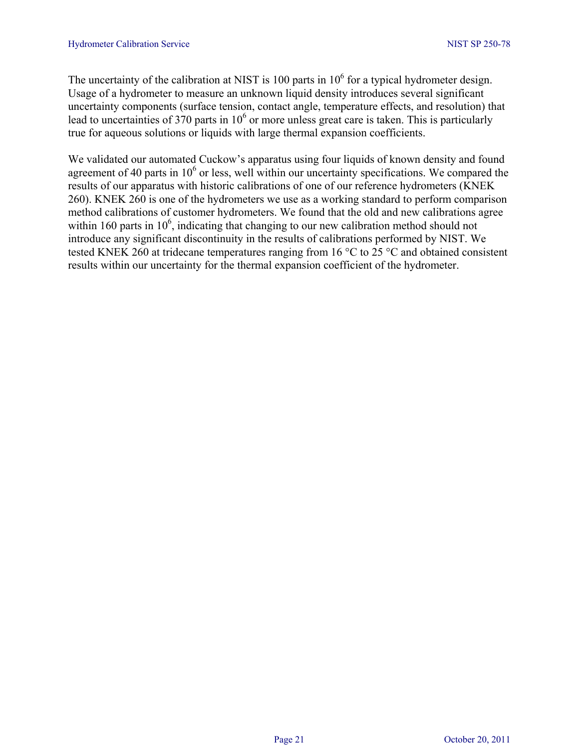The uncertainty of the calibration at NIST is 100 parts in $10^6$ for a typical hydrometer design. Usage of a hydrometer to measure an unknown liquid density introduces several significant uncertainty components (surface tension, contact angle, temperature effects, and resolution) that lead to uncertainties of 370 parts in $10^6$ or more unless great care is taken. This is particularly true for aqueous solutions or liquids with large thermal expansion coefficients.

We validated our automated Cuckow's apparatus using four liquids of known density and found agreement of 40 parts in $10^6$ or less, well within our uncertainty specifications. We compared the results of our apparatus with historic calibrations of one of our reference hydrometers (KNEK 260). KNEK 260 is one of the hydrometers we use as a working standard to perform comparison method calibrations of customer hydrometers. We found that the old and new calibrations agree within 160 parts in $10^6$, indicating that changing to our new calibration method should not introduce any significant discontinuity in the results of calibrations performed by NIST. We tested KNEK 260 at tridecane temperatures ranging from 16 °C to 25 °C and obtained consistent results within our uncertainty for the thermal expansion coefficient of the hydrometer.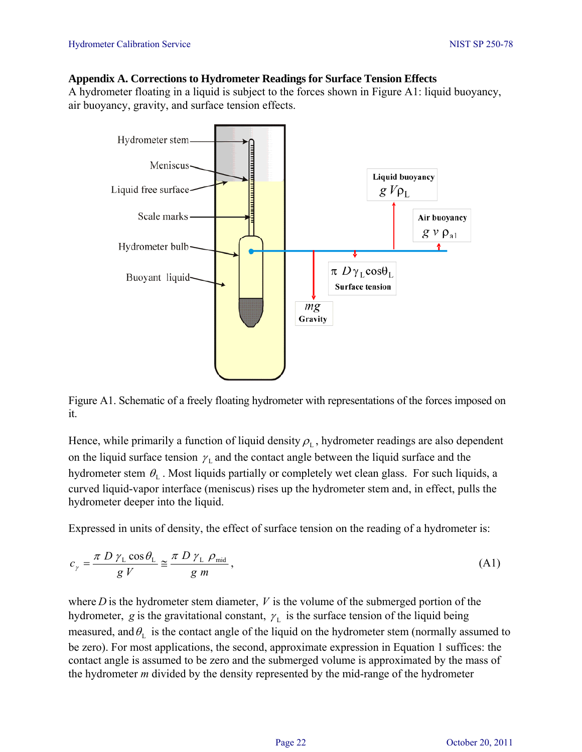## Appendix A. Corrections to Hydrometer Readings for Surface Tension Effects

A hydrometer floating in a liquid is subject to the forces shown in Figure A1: liquid buoyancy, air buoyancy, gravity, and surface tension effects.

Figure A1. Schematic of a freely floating hydrometer with representations of the forces imposed on it.

Hence, while primarily a function of liquid density $\rho_L$, hydrometer readings are also dependent on the liquid surface tension $\gamma_L$ and the contact angle between the liquid surface and the hydrometer stem $\theta_L$. Most liquids partially or completely wet clean glass. For such liquids, a curved liquid-vapor interface (meniscus) rises up the hydrometer stem and, in effect, pulls the hydrometer deeper into the liquid.

Expressed in units of density, the effect of surface tension on the reading of a hydrometer is:

$$c_\gamma = \frac{\pi\, D\, \gamma_L \cos\theta_L}{g\, V} \cong \frac{\pi\, D\, \gamma_L\, \rho_{mid}}{g\, m}, \tag{A1}$$

where $D$ is the hydrometer stem diameter, $V$ is the volume of the submerged portion of the hydrometer, $g$ is the gravitational constant, $\gamma_L$ is the surface tension of the liquid being measured, and $\theta_L$ is the contact angle of the liquid on the hydrometer stem (normally assumed to be zero). For most applications, the second, approximate expression in Equation 1 suffices: the contact angle is assumed to be zero and the submerged volume is approximated by the mass of the hydrometer $m$ divided by the density represented by the mid-range of the hydrometer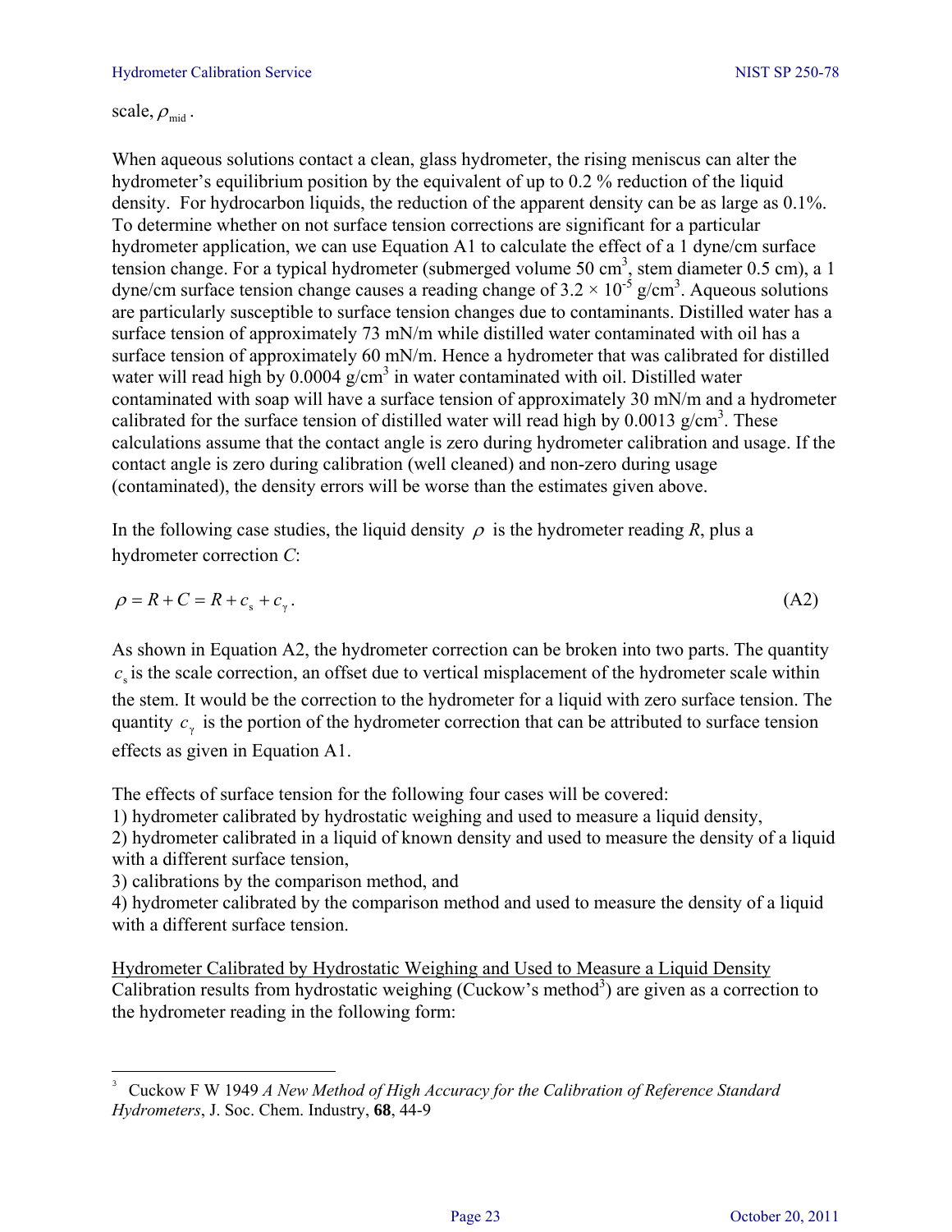scale, $\rho_{\text{mid}}$.

When aqueous solutions contact a clean, glass hydrometer, the rising meniscus can alter the hydrometer's equilibrium position by the equivalent of up to 0.2 % reduction of the liquid density. For hydrocarbon liquids, the reduction of the apparent density can be as large as 0.1%. To determine whether on not surface tension corrections are significant for a particular hydrometer application, we can use Equation A1 to calculate the effect of a 1 dyne/cm surface tension change. For a typical hydrometer (submerged volume 50 $\text{cm}^3$, stem diameter 0.5 cm), a 1 dyne/cm surface tension change causes a reading change of $3.2 \times 10^{-5}$ $\text{g/cm}^3$. Aqueous solutions are particularly susceptible to surface tension changes due to contaminants. Distilled water has a surface tension of approximately 73 mN/m while distilled water contaminated with oil has a surface tension of approximately 60 mN/m. Hence a hydrometer that was calibrated for distilled water will read high by 0.0004 $\text{g/cm}^3$ in water contaminated with oil. Distilled water contaminated with soap will have a surface tension of approximately 30 mN/m and a hydrometer calibrated for the surface tension of distilled water will read high by 0.0013 $\text{g/cm}^3$. These calculations assume that the contact angle is zero during hydrometer calibration and usage. If the contact angle is zero during calibration (well cleaned) and non-zero during usage (contaminated), the density errors will be worse than the estimates given above.

In the following case studies, the liquid density $\rho$ is the hydrometer reading $R$, plus a hydrometer correction $C$:

$$\rho = R + C = R + c_{\text{s}} + c_{\gamma}\,. \tag{A2}$$

As shown in Equation A2, the hydrometer correction can be broken into two parts. The quantity $c_{\text{s}}$ is the scale correction, an offset due to vertical misplacement of the hydrometer scale within the stem. It would be the correction to the hydrometer for a liquid with zero surface tension. The quantity $c_{\gamma}$ is the portion of the hydrometer correction that can be attributed to surface tension effects as given in Equation A1.

The effects of surface tension for the following four cases will be covered:

1) hydrometer calibrated by hydrostatic weighing and used to measure a liquid density,
2) hydrometer calibrated in a liquid of known density and used to measure the density of a liquid with a different surface tension,
3) calibrations by the comparison method, and
4) hydrometer calibrated by the comparison method and used to measure the density of a liquid with a different surface tension.

<u>Hydrometer Calibrated by Hydrostatic Weighing and Used to Measure a Liquid Density</u>

Calibration results from hydrostatic weighing (Cuckow's method[3]) are given as a correction to the hydrometer reading in the following form:

---

[3] Cuckow F W 1949 *A New Method of High Accuracy for the Calibration of Reference Standard Hydrometers*, J. Soc. Chem. Industry, **68**, 44-9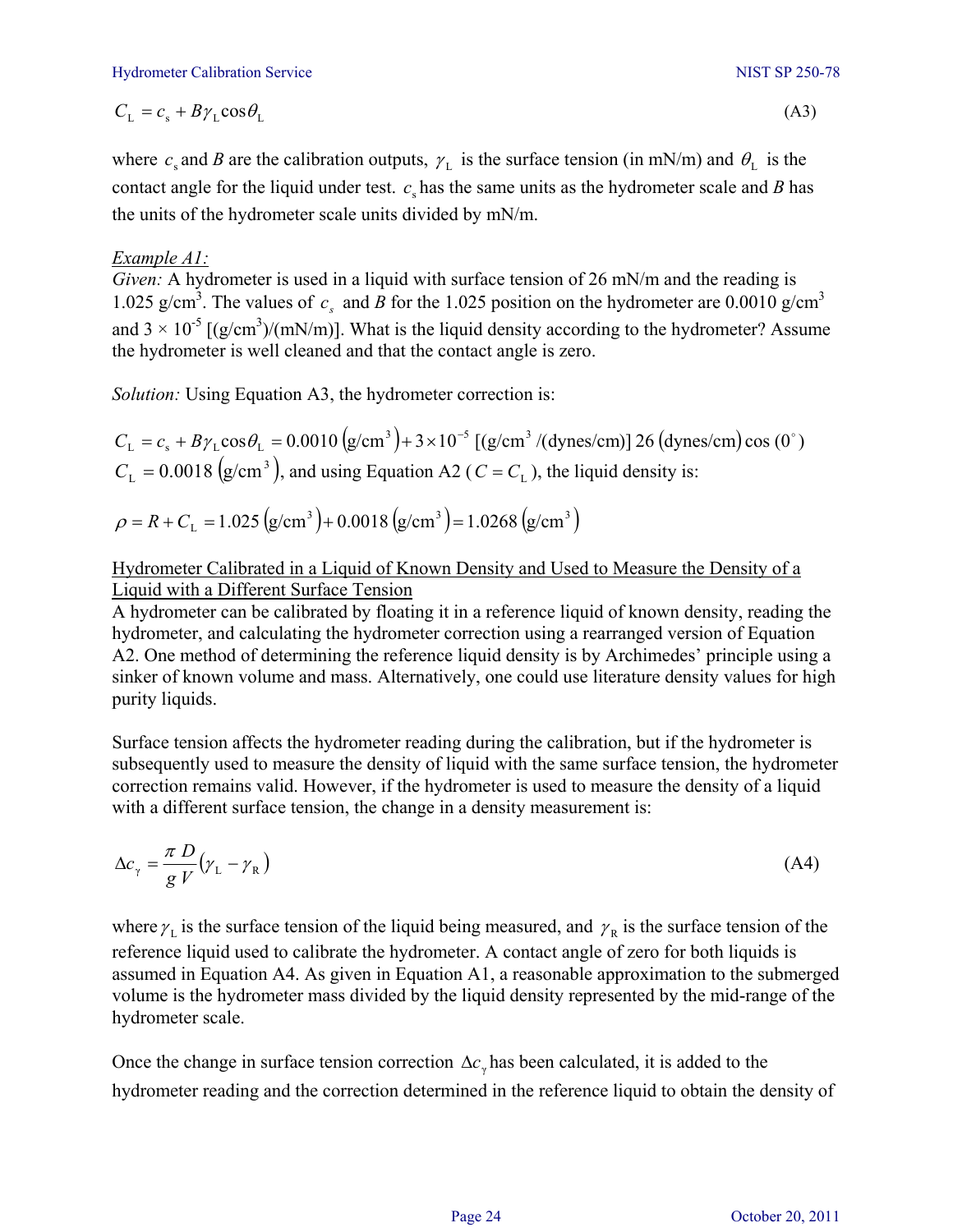$$C_{\mathrm{L}} = c_{\mathrm{s}} + B\gamma_{\mathrm{L}}\cos\theta_{\mathrm{L}} \tag{A3}$$

where $c_{\mathrm{s}}$ and $B$ are the calibration outputs, $\gamma_{\mathrm{L}}$ is the surface tension (in mN/m) and $\theta_{\mathrm{L}}$ is the contact angle for the liquid under test. $c_{\mathrm{s}}$ has the same units as the hydrometer scale and $B$ has the units of the hydrometer scale units divided by mN/m.

*Example A1:*
*Given:* A hydrometer is used in a liquid with surface tension of 26 mN/m and the reading is 1.025 g/cm$^3$. The values of $c_s$ and $B$ for the 1.025 position on the hydrometer are 0.0010 g/cm$^3$ and 3 × 10$^{-5}$ [(g/cm$^3$)/(mN/m)]. What is the liquid density according to the hydrometer? Assume the hydrometer is well cleaned and that the contact angle is zero.

*Solution:* Using Equation A3, the hydrometer correction is:

$$C_{\mathrm{L}} = c_{\mathrm{s}} + B\gamma_{\mathrm{L}}\cos\theta_{\mathrm{L}} = 0.0010\ (\mathrm{g/cm^3}) + 3\times10^{-5}\ [(\mathrm{g/cm^3}/(\mathrm{dynes/cm})]\ 26\ (\mathrm{dynes/cm})\cos(0^\circ)$$

$C_{\mathrm{L}} = 0.0018\ (\mathrm{g/cm^3})$, and using Equation A2 ($C = C_{\mathrm{L}}$), the liquid density is:

$$\rho = R + C_{\mathrm{L}} = 1.025\ (\mathrm{g/cm^3}) + 0.0018\ (\mathrm{g/cm^3}) = 1.0268\ (\mathrm{g/cm^3})$$

Hydrometer Calibrated in a Liquid of Known Density and Used to Measure the Density of a Liquid with a Different Surface Tension

A hydrometer can be calibrated by floating it in a reference liquid of known density, reading the hydrometer, and calculating the hydrometer correction using a rearranged version of Equation A2. One method of determining the reference liquid density is by Archimedes' principle using a sinker of known volume and mass. Alternatively, one could use literature density values for high purity liquids.

Surface tension affects the hydrometer reading during the calibration, but if the hydrometer is subsequently used to measure the density of liquid with the same surface tension, the hydrometer correction remains valid. However, if the hydrometer is used to measure the density of a liquid with a different surface tension, the change in a density measurement is:

$$\Delta c_{\gamma} = \frac{\pi D}{g V}(\gamma_{\mathrm{L}} - \gamma_{\mathrm{R}}) \tag{A4}$$

where $\gamma_{\mathrm{L}}$ is the surface tension of the liquid being measured, and $\gamma_{\mathrm{R}}$ is the surface tension of the reference liquid used to calibrate the hydrometer. A contact angle of zero for both liquids is assumed in Equation A4. As given in Equation A1, a reasonable approximation to the submerged volume is the hydrometer mass divided by the liquid density represented by the mid-range of the hydrometer scale.

Once the change in surface tension correction $\Delta c_{\gamma}$ has been calculated, it is added to the hydrometer reading and the correction determined in the reference liquid to obtain the density of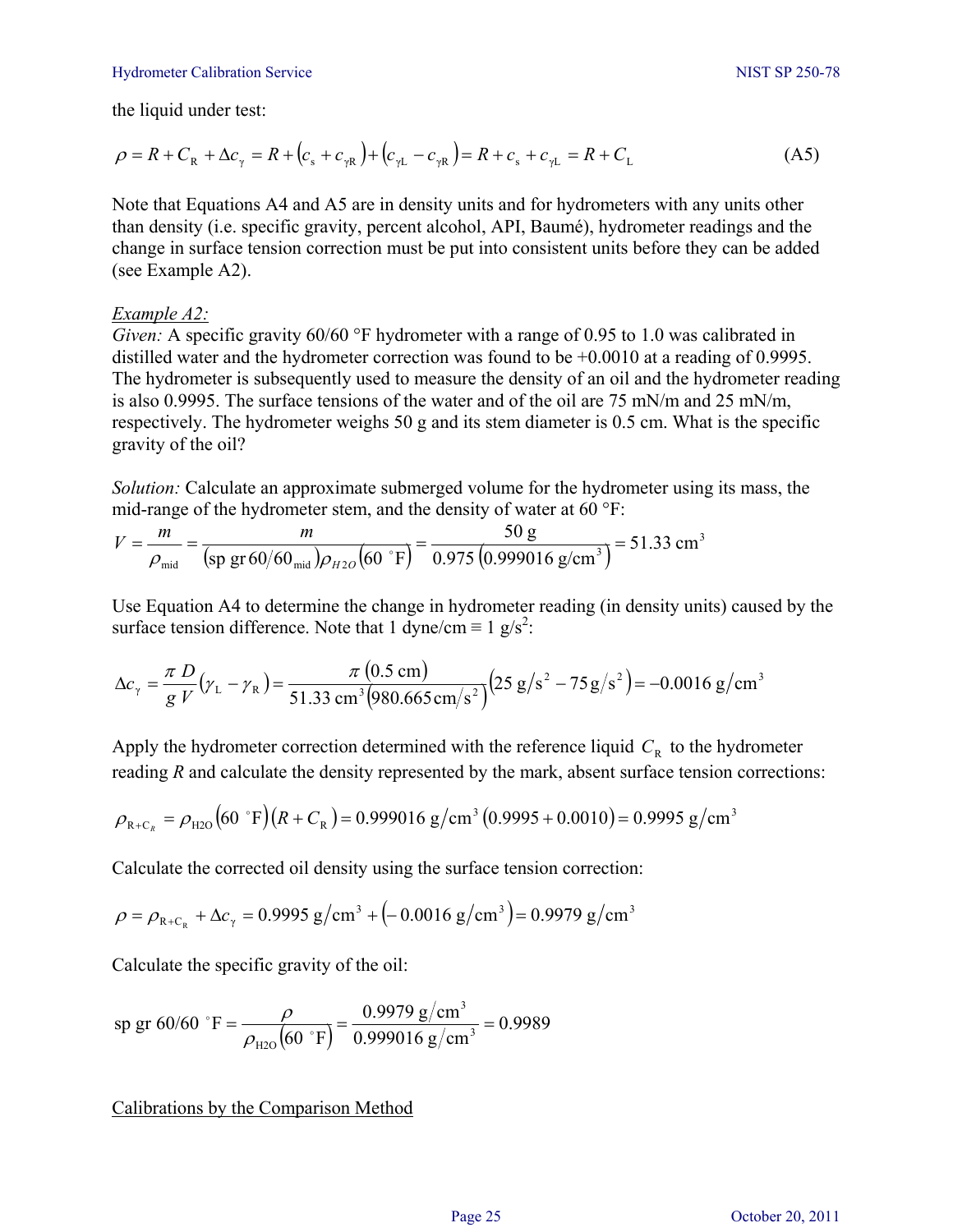the liquid under test:

$$\rho = R + C_{\mathrm{R}} + \Delta c_{\gamma} = R + \left(c_{\mathrm{s}} + c_{\gamma\mathrm{R}}\right) + \left(c_{\gamma\mathrm{L}} - c_{\gamma\mathrm{R}}\right) = R + c_{\mathrm{s}} + c_{\gamma\mathrm{L}} = R + C_{\mathrm{L}} \tag{A5}$$

Note that Equations A4 and A5 are in density units and for hydrometers with any units other than density (i.e. specific gravity, percent alcohol, API, Baumé), hydrometer readings and the change in surface tension correction must be put into consistent units before they can be added (see Example A2).

*Example A2:*
*Given:* A specific gravity 60/60 °F hydrometer with a range of 0.95 to 1.0 was calibrated in distilled water and the hydrometer correction was found to be +0.0010 at a reading of 0.9995. The hydrometer is subsequently used to measure the density of an oil and the hydrometer reading is also 0.9995. The surface tensions of the water and of the oil are 75 mN/m and 25 mN/m, respectively. The hydrometer weighs 50 g and its stem diameter is 0.5 cm. What is the specific gravity of the oil?

*Solution:* Calculate an approximate submerged volume for the hydrometer using its mass, the mid-range of the hydrometer stem, and the density of water at 60 °F:

$$V = \frac{m}{\rho_{\mathrm{mid}}} = \frac{m}{\left(\mathrm{sp\ gr}\,60/60_{\mathrm{mid}}\right)\rho_{H2O}\left(60\ ^{\circ}\mathrm{F}\right)} = \frac{50\ \mathrm{g}}{0.975\left(0.999016\ \mathrm{g/cm^3}\right)} = 51.33\ \mathrm{cm^3}$$

Use Equation A4 to determine the change in hydrometer reading (in density units) caused by the surface tension difference. Note that 1 dyne/cm ≡ 1 g/s$^2$:

$$\Delta c_{\gamma} = \frac{\pi\, D}{g\, V}\left(\gamma_{\mathrm{L}} - \gamma_{\mathrm{R}}\right) = \frac{\pi\left(0.5\ \mathrm{cm}\right)}{51.33\ \mathrm{cm^3}\left(980.665\,\mathrm{cm/s^2}\right)}\left(25\ \mathrm{g/s^2} - 75\,\mathrm{g/s^2}\right) = -0.0016\ \mathrm{g/cm^3}$$

Apply the hydrometer correction determined with the reference liquid $C_{\mathrm{R}}$ to the hydrometer reading $R$ and calculate the density represented by the mark, absent surface tension corrections:

$$\rho_{\mathrm{R+C}_R} = \rho_{\mathrm{H2O}}\left(60\ ^{\circ}\mathrm{F}\right)\left(R + C_{\mathrm{R}}\right) = 0.999016\ \mathrm{g/cm^3}\left(0.9995 + 0.0010\right) = 0.9995\ \mathrm{g/cm^3}$$

Calculate the corrected oil density using the surface tension correction:

$$\rho = \rho_{\mathrm{R+C_R}} + \Delta c_{\gamma} = 0.9995\ \mathrm{g/cm^3} + \left(-\,0.0016\ \mathrm{g/cm^3}\right) = 0.9979\ \mathrm{g/cm^3}$$

Calculate the specific gravity of the oil:

$$\mathrm{sp\ gr}\ 60/60\ ^{\circ}\mathrm{F} = \frac{\rho}{\rho_{\mathrm{H2O}}\left(60\ ^{\circ}\mathrm{F}\right)} = \frac{0.9979\ \mathrm{g/cm^3}}{0.999016\ \mathrm{g/cm^3}} = 0.9989$$

<u>Calibrations by the Comparison Method</u>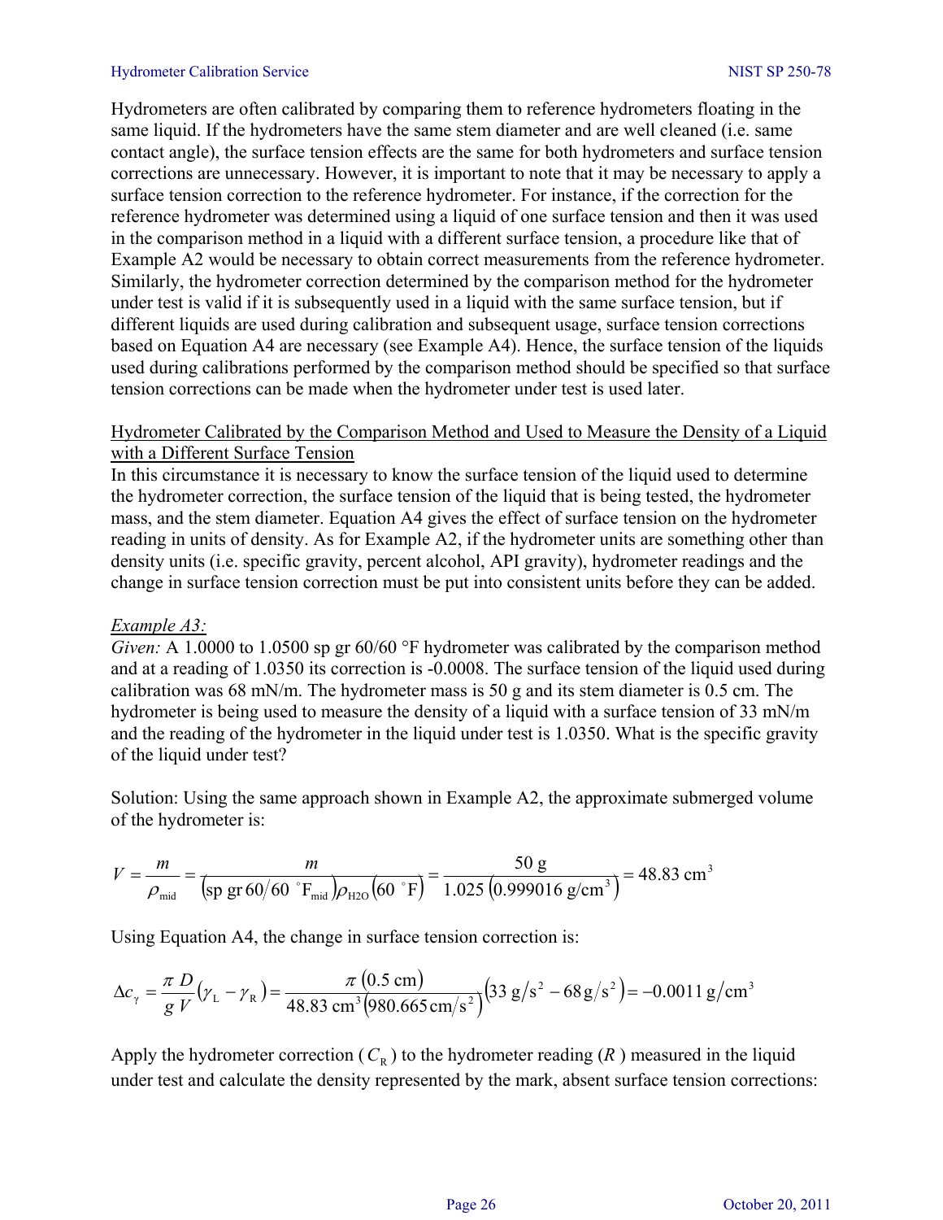Hydrometers are often calibrated by comparing them to reference hydrometers floating in the same liquid. If the hydrometers have the same stem diameter and are well cleaned (i.e. same contact angle), the surface tension effects are the same for both hydrometers and surface tension corrections are unnecessary. However, it is important to note that it may be necessary to apply a surface tension correction to the reference hydrometer. For instance, if the correction for the reference hydrometer was determined using a liquid of one surface tension and then it was used in the comparison method in a liquid with a different surface tension, a procedure like that of Example A2 would be necessary to obtain correct measurements from the reference hydrometer. Similarly, the hydrometer correction determined by the comparison method for the hydrometer under test is valid if it is subsequently used in a liquid with the same surface tension, but if different liquids are used during calibration and subsequent usage, surface tension corrections based on Equation A4 are necessary (see Example A4). Hence, the surface tension of the liquids used during calibrations performed by the comparison method should be specified so that surface tension corrections can be made when the hydrometer under test is used later.

<u>Hydrometer Calibrated by the Comparison Method and Used to Measure the Density of a Liquid with a Different Surface Tension</u>

In this circumstance it is necessary to know the surface tension of the liquid used to determine the hydrometer correction, the surface tension of the liquid that is being tested, the hydrometer mass, and the stem diameter. Equation A4 gives the effect of surface tension on the hydrometer reading in units of density. As for Example A2, if the hydrometer units are something other than density units (i.e. specific gravity, percent alcohol, API gravity), hydrometer readings and the change in surface tension correction must be put into consistent units before they can be added.

*Example A3:*

*Given:* A 1.0000 to 1.0500 sp gr 60/60 °F hydrometer was calibrated by the comparison method and at a reading of 1.0350 its correction is -0.0008. The surface tension of the liquid used during calibration was 68 mN/m. The hydrometer mass is 50 g and its stem diameter is 0.5 cm. The hydrometer is being used to measure the density of a liquid with a surface tension of 33 mN/m and the reading of the hydrometer in the liquid under test is 1.0350. What is the specific gravity of the liquid under test?

Solution: Using the same approach shown in Example A2, the approximate submerged volume of the hydrometer is:

$$V = \frac{m}{\rho_{\text{mid}}} = \frac{m}{\left(\text{sp gr } 60/60\ ^{\circ}\text{F}_{\text{mid}}\right)\rho_{\text{H2O}}\left(60\ ^{\circ}\text{F}\right)} = \frac{50\text{ g}}{1.025\left(0.999016\text{ g/cm}^3\right)} = 48.83\text{ cm}^3$$

Using Equation A4, the change in surface tension correction is:

$$\Delta c_{\gamma} = \frac{\pi\, D}{g\, V}\left(\gamma_{\text{L}} - \gamma_{\text{R}}\right) = \frac{\pi\left(0.5\text{ cm}\right)}{48.83\text{ cm}^3\left(980.665\,\text{cm/s}^2\right)}\left(33\text{ g/s}^2 - 68\text{ g/s}^2\right) = -0.0011\text{ g/cm}^3$$

Apply the hydrometer correction ($C_{\text{R}}$) to the hydrometer reading ($R$) measured in the liquid under test and calculate the density represented by the mark, absent surface tension corrections: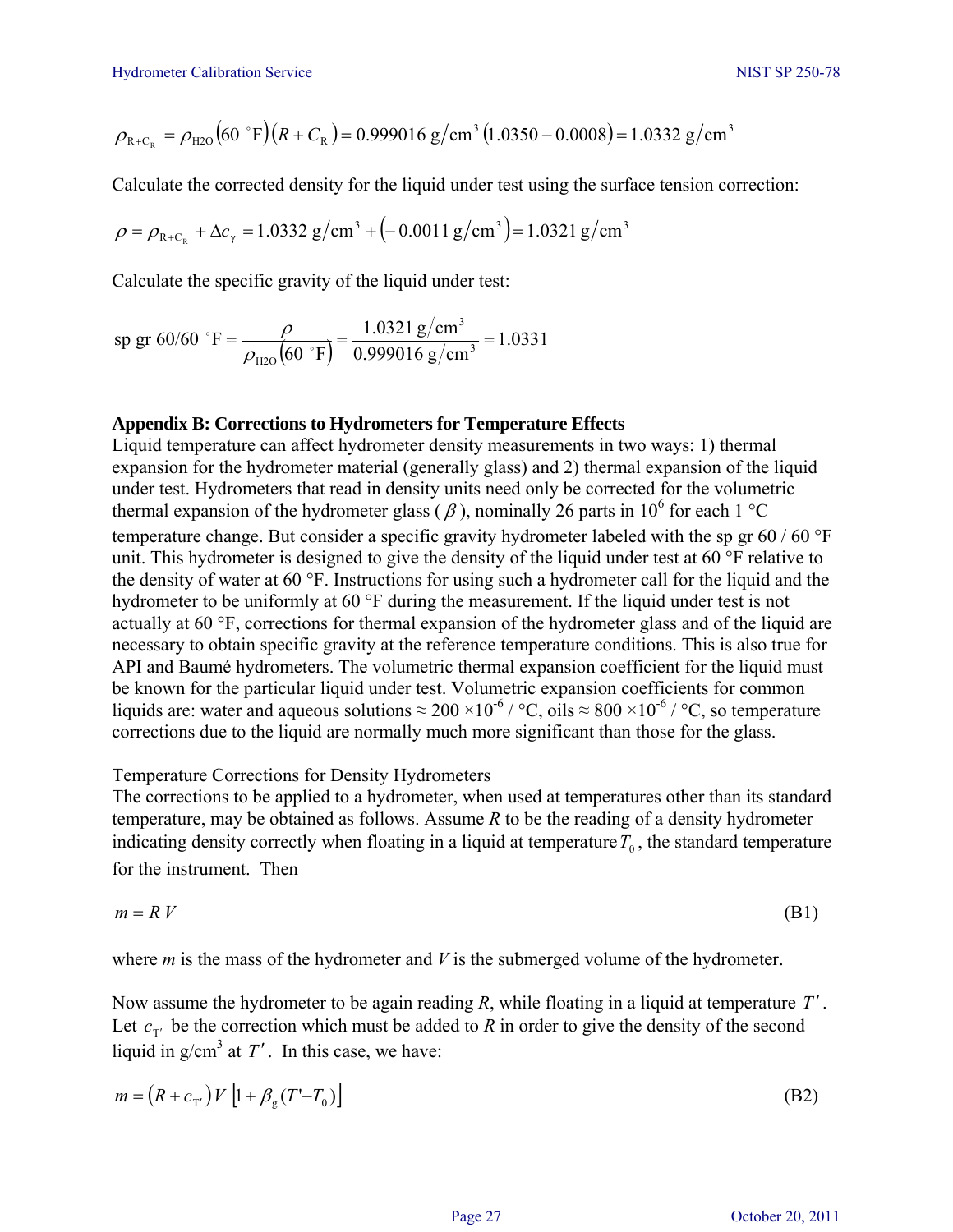$$\rho_{R+C_R} = \rho_{H2O}(60\ ^\circ F)(R + C_R) = 0.999016\ g/cm^3\ (1.0350 - 0.0008) = 1.0332\ g/cm^3$$

Calculate the corrected density for the liquid under test using the surface tension correction:

$$\rho = \rho_{R+C_R} + \Delta c_\gamma = 1.0332\ g/cm^3 + (-0.0011\ g/cm^3) = 1.0321\ g/cm^3$$

Calculate the specific gravity of the liquid under test:

$$\text{sp gr } 60/60\ ^\circ F = \frac{\rho}{\rho_{H2O}(60\ ^\circ F)} = \frac{1.0321\ g/cm^3}{0.999016\ g/cm^3} = 1.0331$$

**Appendix B: Corrections to Hydrometers for Temperature Effects**

Liquid temperature can affect hydrometer density measurements in two ways: 1) thermal expansion for the hydrometer material (generally glass) and 2) thermal expansion of the liquid under test. Hydrometers that read in density units need only be corrected for the volumetric thermal expansion of the hydrometer glass ( $\beta$ ), nominally 26 parts in $10^6$ for each 1 °C temperature change. But consider a specific gravity hydrometer labeled with the sp gr 60 / 60 °F unit. This hydrometer is designed to give the density of the liquid under test at 60 °F relative to the density of water at 60 °F. Instructions for using such a hydrometer call for the liquid and the hydrometer to be uniformly at 60 °F during the measurement. If the liquid under test is not actually at 60 °F, corrections for thermal expansion of the hydrometer glass and of the liquid are necessary to obtain specific gravity at the reference temperature conditions. This is also true for API and Baumé hydrometers. The volumetric thermal expansion coefficient for the liquid must be known for the particular liquid under test. Volumetric expansion coefficients for common liquids are: water and aqueous solutions ≈ 200 $\times 10^{-6}$ / °C, oils ≈ 800 $\times 10^{-6}$ / °C, so temperature corrections due to the liquid are normally much more significant than those for the glass.

Temperature Corrections for Density Hydrometers

The corrections to be applied to a hydrometer, when used at temperatures other than its standard temperature, may be obtained as follows. Assume $R$ to be the reading of a density hydrometer indicating density correctly when floating in a liquid at temperature $T_0$, the standard temperature for the instrument. Then

$$m = R\,V \tag{B1}$$

where $m$ is the mass of the hydrometer and $V$ is the submerged volume of the hydrometer.

Now assume the hydrometer to be again reading $R$, while floating in a liquid at temperature $T'$. Let $c_{T'}$ be the correction which must be added to $R$ in order to give the density of the second liquid in g/cm$^3$ at $T'$. In this case, we have:

$$m = (R + c_{T'})\,V\,\left[1 + \beta_g (T' - T_0)\right] \tag{B2}$$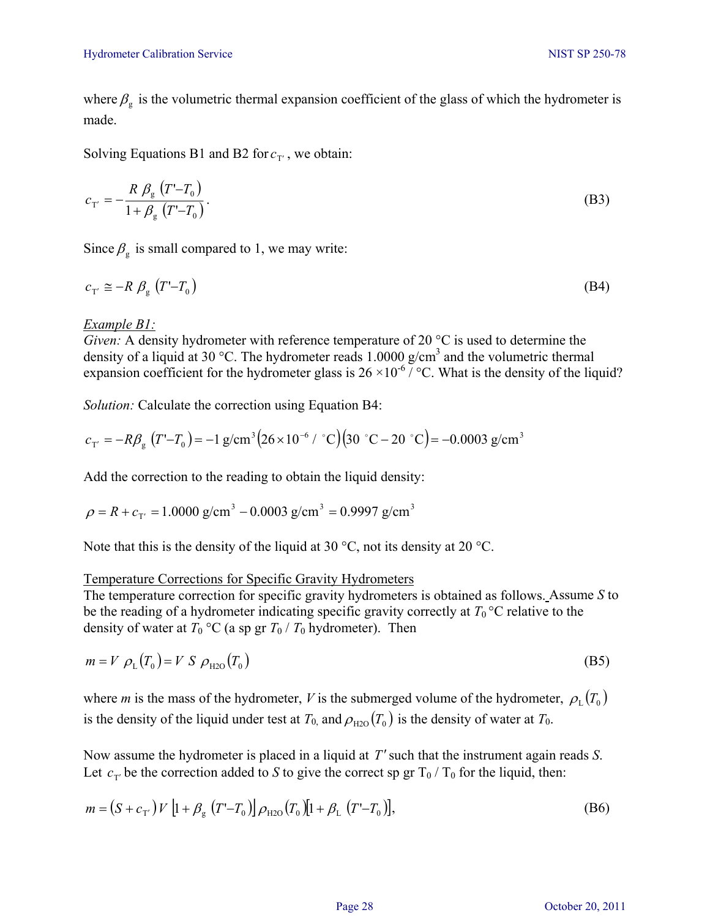where $\beta_g$ is the volumetric thermal expansion coefficient of the glass of which the hydrometer is made.

Solving Equations B1 and B2 for $c_{T'}$, we obtain:

$$c_{T'} = -\frac{R\ \beta_g\ (T' - T_0)}{1 + \beta_g\ (T' - T_0)}. \tag{B3}$$

Since $\beta_g$ is small compared to 1, we may write:

$$c_{T'} \cong -R\ \beta_g\ (T' - T_0) \tag{B4}$$

*Example B1:*
*Given:* A density hydrometer with reference temperature of 20 °C is used to determine the density of a liquid at 30 °C. The hydrometer reads 1.0000 g/cm$^3$ and the volumetric thermal expansion coefficient for the hydrometer glass is 26 ×10$^{-6}$ / °C. What is the density of the liquid?

*Solution:* Calculate the correction using Equation B4:

$$c_{T'} = -R\beta_g\ (T' - T_0) = -1\ \text{g/cm}^3 (26 \times 10^{-6}\ /\ ^\circ\text{C})(30\ ^\circ\text{C} - 20\ ^\circ\text{C}) = -0.0003\ \text{g/cm}^3$$

Add the correction to the reading to obtain the liquid density:

$$\rho = R + c_{T'} = 1.0000\ \text{g/cm}^3 - 0.0003\ \text{g/cm}^3 = 0.9997\ \text{g/cm}^3$$

Note that this is the density of the liquid at 30 °C, not its density at 20 °C.

<u>Temperature Corrections for Specific Gravity Hydrometers</u>
The temperature correction for specific gravity hydrometers is obtained as follows. Assume *S* to be the reading of a hydrometer indicating specific gravity correctly at $T_0$ °C relative to the density of water at $T_0$ °C (a sp gr $T_0$ / $T_0$ hydrometer). Then

$$m = V\ \rho_L(T_0) = V\ S\ \rho_{H2O}(T_0) \tag{B5}$$

where *m* is the mass of the hydrometer, *V* is the submerged volume of the hydrometer, $\rho_L(T_0)$ is the density of the liquid under test at $T_0$, and $\rho_{H2O}(T_0)$ is the density of water at $T_0$.

Now assume the hydrometer is placed in a liquid at $T'$ such that the instrument again reads *S*. Let $c_{T'}$ be the correction added to *S* to give the correct sp gr $T_0$ / $T_0$ for the liquid, then:

$$m = (S + c_{T'})\ V\ [1 + \beta_g\ (T' - T_0)]\ \rho_{H2O}(T_0)[1 + \beta_L\ (T' - T_0)], \tag{B6}$$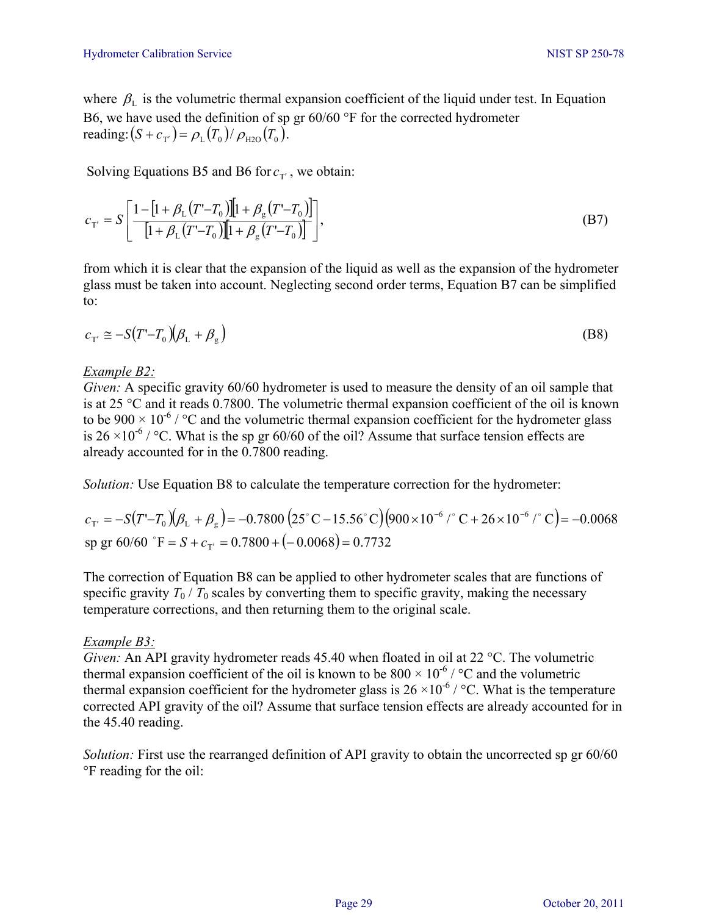where $\beta_L$ is the volumetric thermal expansion coefficient of the liquid under test. In Equation B6, we have used the definition of sp gr 60/60 °F for the corrected hydrometer reading: $(S + c_{T'}) = \rho_L(T_0) / \rho_{H2O}(T_0)$.

Solving Equations B5 and B6 for $c_{T'}$, we obtain:

$$c_{T'} = S\left[\frac{1 - [1 + \beta_L(T' - T_0)][1 + \beta_g(T' - T_0)]}{[1 + \beta_L(T' - T_0)][1 + \beta_g(T' - T_0)]}\right], \tag{B7}$$

from which it is clear that the expansion of the liquid as well as the expansion of the hydrometer glass must be taken into account. Neglecting second order terms, Equation B7 can be simplified to:

$$c_{T'} \cong -S(T' - T_0)(\beta_L + \beta_g) \tag{B8}$$

*Example B2:*
*Given:* A specific gravity 60/60 hydrometer is used to measure the density of an oil sample that is at 25 °C and it reads 0.7800. The volumetric thermal expansion coefficient of the oil is known to be $900 \times 10^{-6}$ / °C and the volumetric thermal expansion coefficient for the hydrometer glass is $26 \times 10^{-6}$ / °C. What is the sp gr 60/60 of the oil? Assume that surface tension effects are already accounted for in the 0.7800 reading.

*Solution:* Use Equation B8 to calculate the temperature correction for the hydrometer:

$$c_{T'} = -S(T' - T_0)(\beta_L + \beta_g) = -0.7800\,(25^\circ\text{C} - 15.56^\circ\text{C})\left(900 \times 10^{-6} / ^\circ\text{C} + 26 \times 10^{-6} / ^\circ\text{C}\right) = -0.0068$$

$$\text{sp gr 60/60 }^\circ\text{F} = S + c_{T'} = 0.7800 + (-0.0068) = 0.7732$$

The correction of Equation B8 can be applied to other hydrometer scales that are functions of specific gravity $T_0$ / $T_0$ scales by converting them to specific gravity, making the necessary temperature corrections, and then returning them to the original scale.

*Example B3:*
*Given:* An API gravity hydrometer reads 45.40 when floated in oil at 22 °C. The volumetric thermal expansion coefficient of the oil is known to be $800 \times 10^{-6}$ / °C and the volumetric thermal expansion coefficient for the hydrometer glass is $26 \times 10^{-6}$ / °C. What is the temperature corrected API gravity of the oil? Assume that surface tension effects are already accounted for in the 45.40 reading.

*Solution:* First use the rearranged definition of API gravity to obtain the uncorrected sp gr 60/60 °F reading for the oil: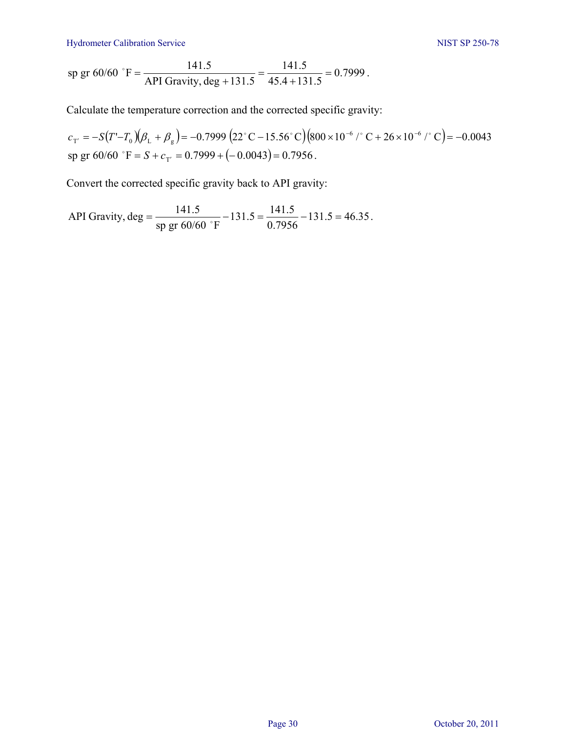$$\text{sp gr } 60/60\ ^\circ\text{F} = \frac{141.5}{\text{API Gravity, deg} + 131.5} = \frac{141.5}{45.4 + 131.5} = 0.7999\,.$$

Calculate the temperature correction and the corrected specific gravity:

$$c_{T'} = -S(T' - T_0)(\beta_L + \beta_g) = -0.7999\ (22^\circ\text{C} - 15.56^\circ\text{C})(800 \times 10^{-6}/^\circ\text{C} + 26 \times 10^{-6}/^\circ\text{C}) = -0.0043$$

$$\text{sp gr } 60/60\ ^\circ\text{F} = S + c_{T'} = 0.7999 + (-0.0043) = 0.7956\,.$$

Convert the corrected specific gravity back to API gravity:

$$\text{API Gravity, deg} = \frac{141.5}{\text{sp gr } 60/60\ ^\circ\text{F}} - 131.5 = \frac{141.5}{0.7956} - 131.5 = 46.35\,.$$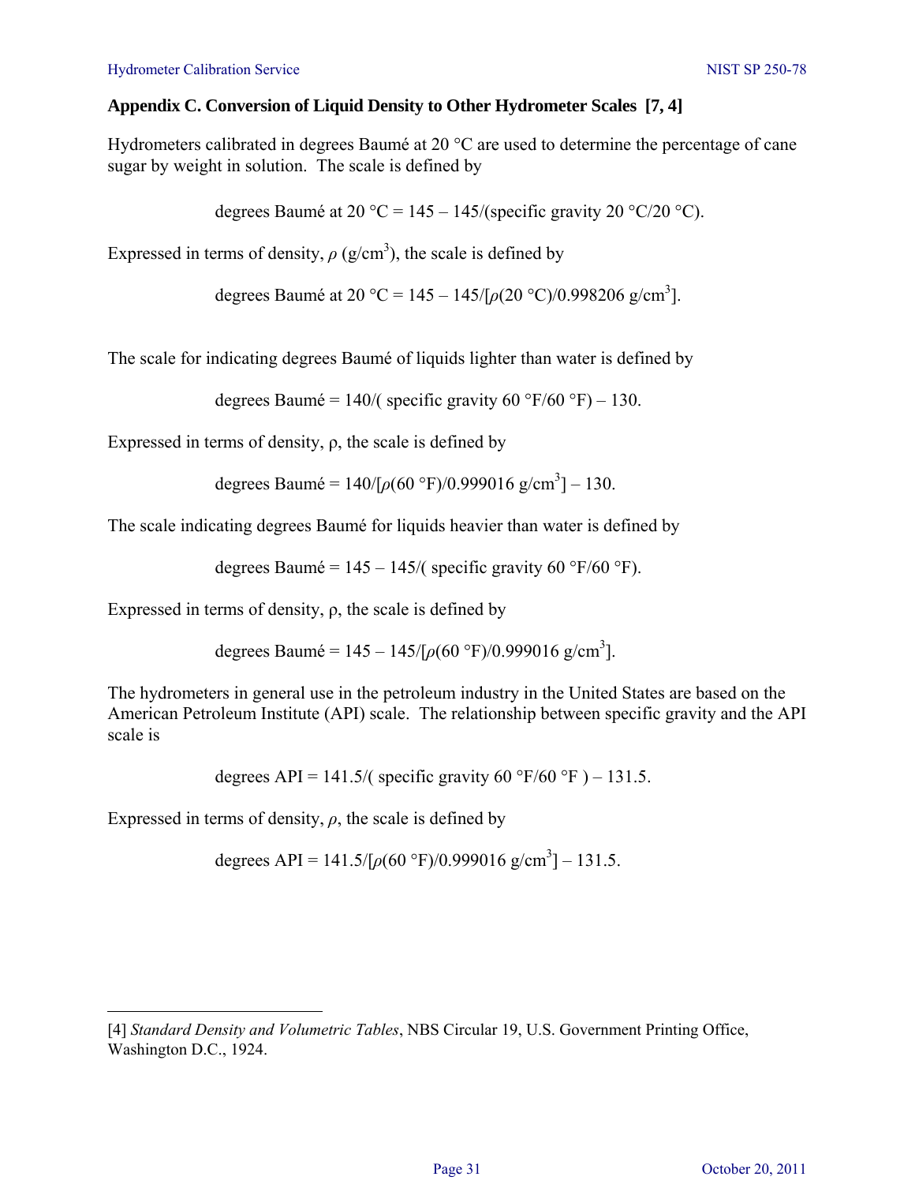## Appendix C. Conversion of Liquid Density to Other Hydrometer Scales [7, 4]

Hydrometers calibrated in degrees Baumé at 20 °C are used to determine the percentage of cane sugar by weight in solution. The scale is defined by

$$\text{degrees Baumé at 20 °C} = 145 - 145/(\text{specific gravity 20 °C/20 °C}).$$

Expressed in terms of density, $\rho$ (g/cm$^3$), the scale is defined by

$$\text{degrees Baumé at 20 °C} = 145 - 145/[\rho(20\ °\text{C})/0.998206\ \text{g/cm}^3].$$

The scale for indicating degrees Baumé of liquids lighter than water is defined by

$$\text{degrees Baumé} = 140/(\text{specific gravity 60 °F/60 °F}) - 130.$$

Expressed in terms of density, $\rho$, the scale is defined by

$$\text{degrees Baumé} = 140/[\rho(60\ °\text{F})/0.999016\ \text{g/cm}^3] - 130.$$

The scale indicating degrees Baumé for liquids heavier than water is defined by

$$\text{degrees Baumé} = 145 - 145/(\text{specific gravity 60 °F/60 °F}).$$

Expressed in terms of density, $\rho$, the scale is defined by

$$\text{degrees Baumé} = 145 - 145/[\rho(60\ °\text{F})/0.999016\ \text{g/cm}^3].$$

The hydrometers in general use in the petroleum industry in the United States are based on the American Petroleum Institute (API) scale. The relationship between specific gravity and the API scale is

$$\text{degrees API} = 141.5/(\text{specific gravity 60 °F/60 °F}) - 131.5.$$

Expressed in terms of density, $\rho$, the scale is defined by

$$\text{degrees API} = 141.5/[\rho(60\ °\text{F})/0.999016\ \text{g/cm}^3] - 131.5.$$

---

[4] *Standard Density and Volumetric Tables*, NBS Circular 19, U.S. Government Printing Office, Washington D.C., 1924.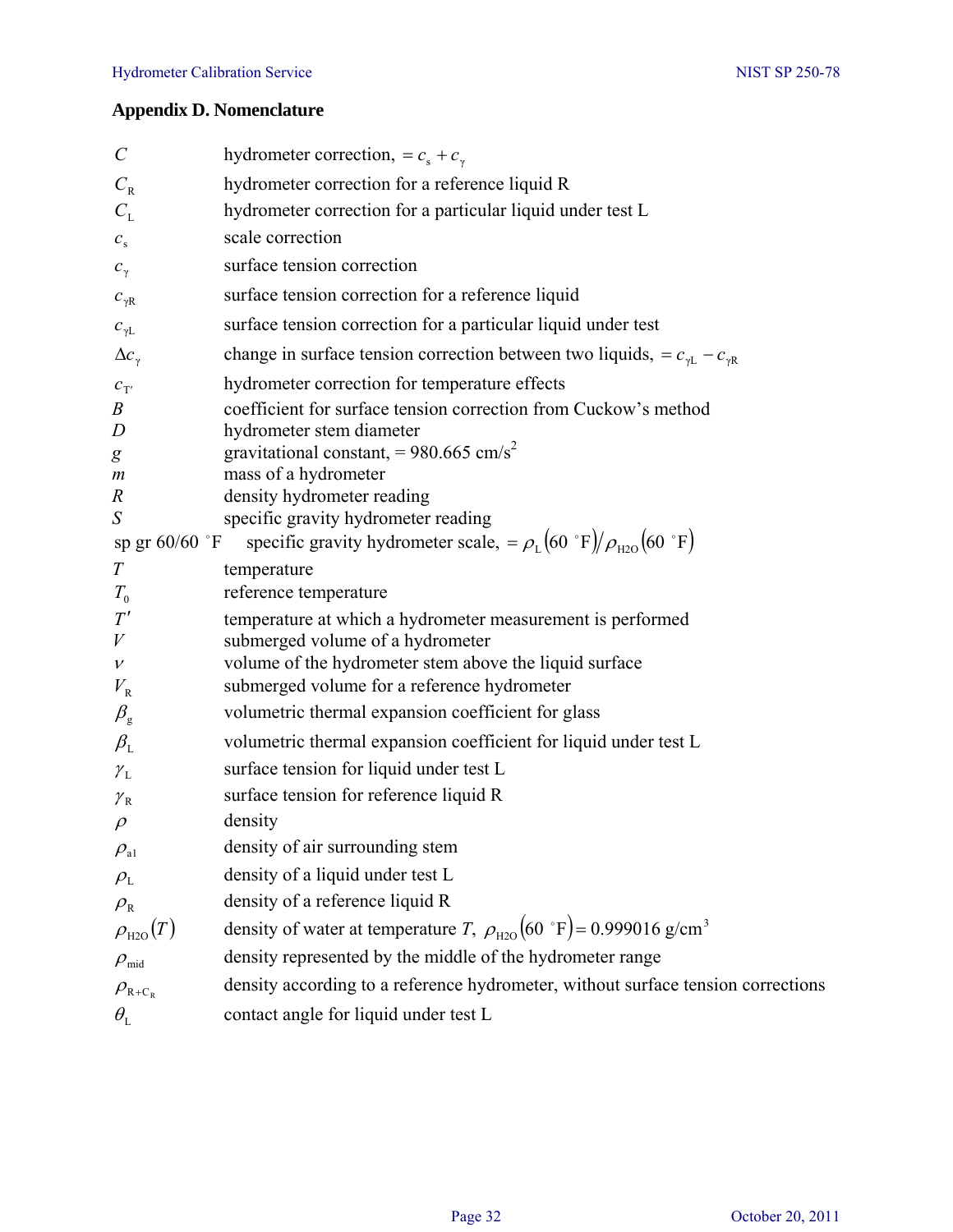## Appendix D. Nomenclature

| | |
|---|---|
| $C$ | hydrometer correction, $= c_{\mathrm{s}} + c_{\gamma}$ |
| $C_{\mathrm{R}}$ | hydrometer correction for a reference liquid R |
| $C_{\mathrm{L}}$ | hydrometer correction for a particular liquid under test L |
| $c_{\mathrm{s}}$ | scale correction |
| $c_{\gamma}$ | surface tension correction |
| $c_{\gamma\mathrm{R}}$ | surface tension correction for a reference liquid |
| $c_{\gamma\mathrm{L}}$ | surface tension correction for a particular liquid under test |
| $\Delta c_{\gamma}$ | change in surface tension correction between two liquids, $= c_{\gamma\mathrm{L}} - c_{\gamma\mathrm{R}}$ |
| $c_{\mathrm{T'}}$ | hydrometer correction for temperature effects |
| $B$ | coefficient for surface tension correction from Cuckow's method |
| $D$ | hydrometer stem diameter |
| $g$ | gravitational constant, = 980.665 cm/s$^2$ |
| $m$ | mass of a hydrometer |
| $R$ | density hydrometer reading |
| $S$ | specific gravity hydrometer reading |
| sp gr 60/60 °F | specific gravity hydrometer scale, $= \rho_{\mathrm{L}}(60\ ^{\circ}\mathrm{F}) / \rho_{\mathrm{H2O}}(60\ ^{\circ}\mathrm{F})$ |
| $T$ | temperature |
| $T_0$ | reference temperature |
| $T'$ | temperature at which a hydrometer measurement is performed |
| $V$ | submerged volume of a hydrometer |
| $v$ | volume of the hydrometer stem above the liquid surface |
| $V_{\mathrm{R}}$ | submerged volume for a reference hydrometer |
| $\beta_{\mathrm{g}}$ | volumetric thermal expansion coefficient for glass |
| $\beta_{\mathrm{L}}$ | volumetric thermal expansion coefficient for liquid under test L |
| $\gamma_{\mathrm{L}}$ | surface tension for liquid under test L |
| $\gamma_{\mathrm{R}}$ | surface tension for reference liquid R |
| $\rho$ | density |
| $\rho_{\mathrm{a1}}$ | density of air surrounding stem |
| $\rho_{\mathrm{L}}$ | density of a liquid under test L |
| $\rho_{\mathrm{R}}$ | density of a reference liquid R |
| $\rho_{\mathrm{H2O}}(T)$ | density of water at temperature $T$, $\rho_{\mathrm{H2O}}(60\ ^{\circ}\mathrm{F}) = 0.999016\ \mathrm{g/cm}^3$ |
| $\rho_{\mathrm{mid}}$ | density represented by the middle of the hydrometer range |
| $\rho_{\mathrm{R+C_R}}$ | density according to a reference hydrometer, without surface tension corrections |
| $\theta_{\mathrm{L}}$ | contact angle for liquid under test L |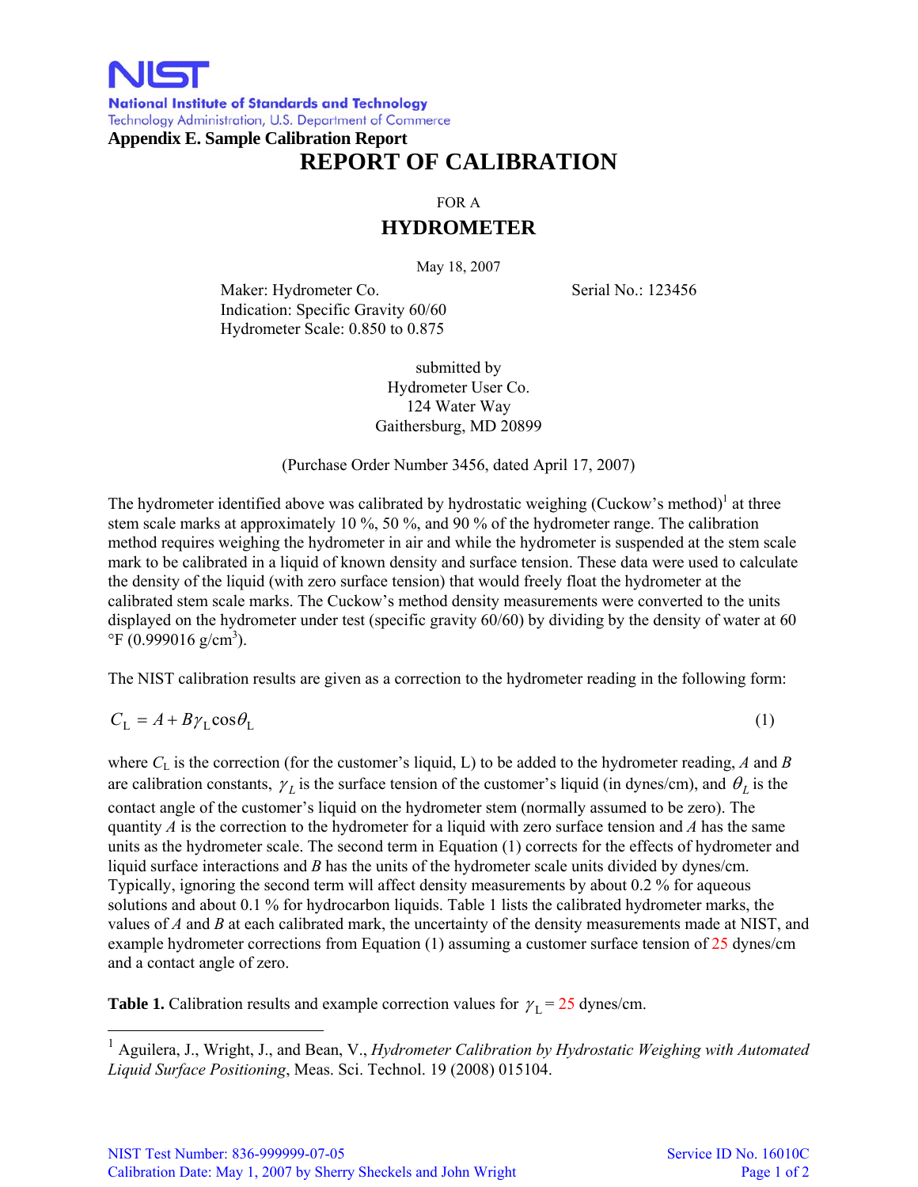**NIST**

**National Institute of Standards and Technology**

Technology Administration, U.S. Department of Commerce

**Appendix E. Sample Calibration Report**

# REPORT OF CALIBRATION

FOR A

## HYDROMETER

May 18, 2007

Maker: Hydrometer Co. Serial No.: 123456

Indication: Specific Gravity 60/60

Hydrometer Scale: 0.850 to 0.875

submitted by

Hydrometer User Co.

124 Water Way

Gaithersburg, MD 20899

(Purchase Order Number 3456, dated April 17, 2007)

The hydrometer identified above was calibrated by hydrostatic weighing (Cuckow's method)[1] at three stem scale marks at approximately 10 %, 50 %, and 90 % of the hydrometer range. The calibration method requires weighing the hydrometer in air and while the hydrometer is suspended at the stem scale mark to be calibrated in a liquid of known density and surface tension. These data were used to calculate the density of the liquid (with zero surface tension) that would freely float the hydrometer at the calibrated stem scale marks. The Cuckow's method density measurements were converted to the units displayed on the hydrometer under test (specific gravity 60/60) by dividing by the density of water at 60 °F (0.999016 g/cm$^3$).

The NIST calibration results are given as a correction to the hydrometer reading in the following form:

$$C_L = A + B\gamma_L \cos\theta_L \tag{1}$$

where $C_L$ is the correction (for the customer's liquid, L) to be added to the hydrometer reading, $A$ and $B$ are calibration constants, $\gamma_L$ is the surface tension of the customer's liquid (in dynes/cm), and $\theta_L$ is the contact angle of the customer's liquid on the hydrometer stem (normally assumed to be zero). The quantity $A$ is the correction to the hydrometer for a liquid with zero surface tension and $A$ has the same units as the hydrometer scale. The second term in Equation (1) corrects for the effects of hydrometer and liquid surface interactions and $B$ has the units of the hydrometer scale units divided by dynes/cm. Typically, ignoring the second term will affect density measurements by about 0.2 % for aqueous solutions and about 0.1 % for hydrocarbon liquids. Table 1 lists the calibrated hydrometer marks, the values of $A$ and $B$ at each calibrated mark, the uncertainty of the density measurements made at NIST, and example hydrometer corrections from Equation (1) assuming a customer surface tension of 25 dynes/cm and a contact angle of zero.

**Table 1.** Calibration results and example correction values for $\gamma_L$ = 25 dynes/cm.

[1] Aguilera, J., Wright, J., and Bean, V., *Hydrometer Calibration by Hydrostatic Weighing with Automated Liquid Surface Positioning*, Meas. Sci. Technol. 19 (2008) 015104.

NIST Test Number: 836-999999-07-05 Service ID No. 16010C

Calibration Date: May 1, 2007 by Sherry Sheckels and John Wright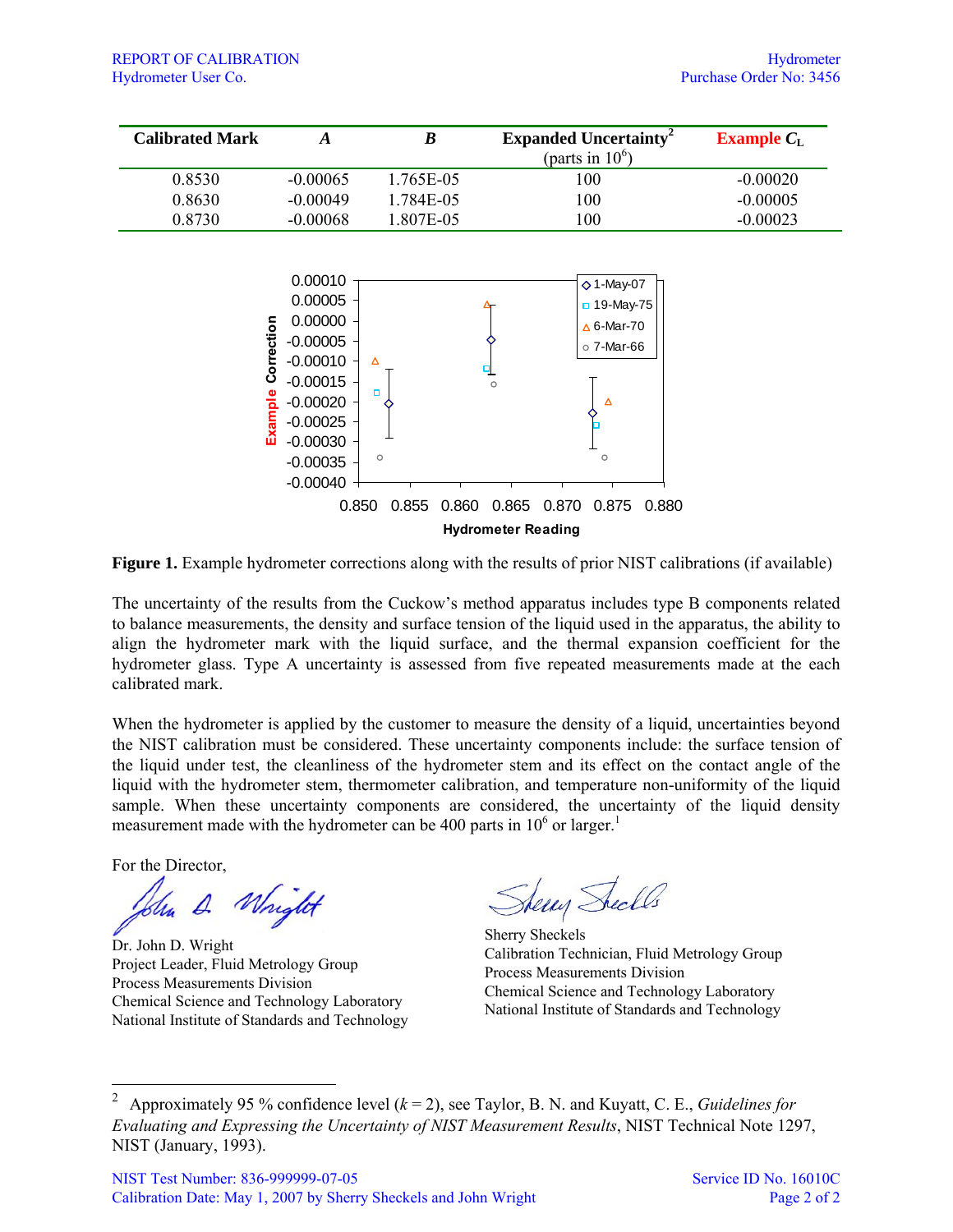| Calibrated Mark | *A* | *B* | Expanded Uncertainty[2] (parts in $10^6$) | Example $C_L$ |
|---|---|---|---|---|
| 0.8530 | -0.00065 | 1.765E-05 | 100 | -0.00020 |
| 0.8630 | -0.00049 | 1.784E-05 | 100 | -0.00005 |
| 0.8730 | -0.00068 | 1.807E-05 | 100 | -0.00023 |

Example Correction

0.00010
0.00005
0.00000
-0.00005
-0.00010
-0.00015
-0.00020
-0.00025
-0.00030
-0.00035
-0.00040

0.850 0.855 0.860 0.865 0.870 0.875 0.880

Hydrometer Reading

1-May-07
19-May-75
6-Mar-70
7-Mar-66

**Figure 1.** Example hydrometer corrections along with the results of prior NIST calibrations (if available)

The uncertainty of the results from the Cuckow's method apparatus includes type B components related to balance measurements, the density and surface tension of the liquid used in the apparatus, the ability to align the hydrometer mark with the liquid surface, and the thermal expansion coefficient for the hydrometer glass. Type A uncertainty is assessed from five repeated measurements made at the each calibrated mark.

When the hydrometer is applied by the customer to measure the density of a liquid, uncertainties beyond the NIST calibration must be considered. These uncertainty components include: the surface tension of the liquid under test, the cleanliness of the hydrometer stem and its effect on the contact angle of the liquid with the hydrometer stem, thermometer calibration, and temperature non-uniformity of the liquid sample. When these uncertainty components are considered, the uncertainty of the liquid density measurement made with the hydrometer can be 400 parts in $10^6$ or larger.[1]

For the Director,

Dr. John D. Wright
Project Leader, Fluid Metrology Group
Process Measurements Division
Chemical Science and Technology Laboratory
National Institute of Standards and Technology

Sherry Sheckels
Calibration Technician, Fluid Metrology Group
Process Measurements Division
Chemical Science and Technology Laboratory
National Institute of Standards and Technology

[2] Approximately 95 % confidence level ($k = 2$), see Taylor, B. N. and Kuyatt, C. E., *Guidelines for Evaluating and Expressing the Uncertainty of NIST Measurement Results*, NIST Technical Note 1297, NIST (January, 1993).